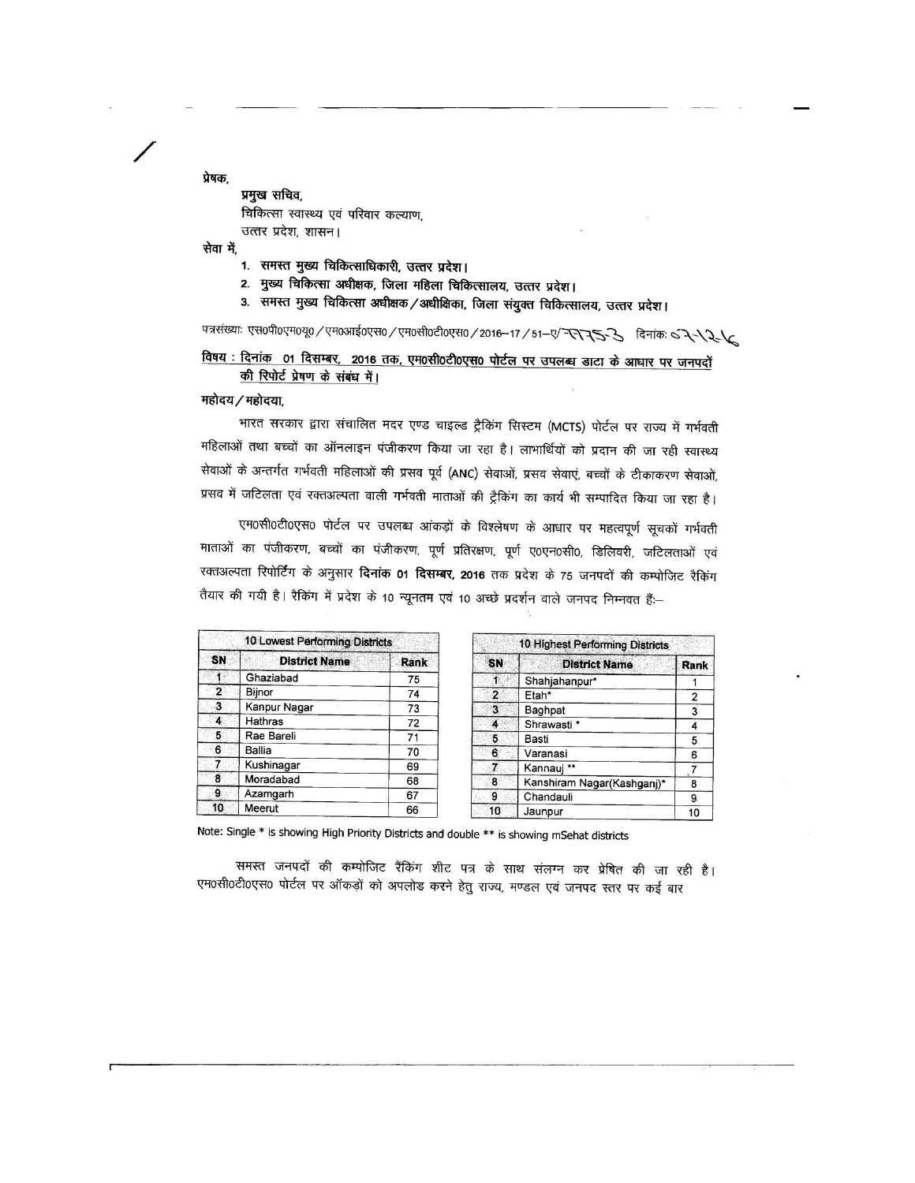प्रेषक,

प्रमुख सचिव,
चिकित्सा स्वास्थ्य एवं परिवार कल्याण,
उत्तर प्रदेश, शासन।

सेवा में,

1. समस्त मुख्य चिकित्साधिकारी, उत्तर प्रदेश।
2. मुख्य चिकित्सा अधीक्षक, जिला महिला चिकित्सालय, उत्तर प्रदेश।
3. समस्त मुख्य चिकित्सा अधीक्षक/अधीक्षिका, जिला संयुक्त चिकित्सालय, उत्तर प्रदेश।

पत्रसंख्याः एस0पी0एम0यू0/एम0आई0एस0/एम0सी0टी0एस0/2016–17/51–ए/7753 दिनांकः 07-12-16

**विषय : दिनांक 01 दिसम्बर, 2016 तक, एम0सी0टी0एस0 पोर्टल पर उपलब्ध डाटा के आधार पर जनपदों की रिपोर्ट प्रेषण के संबंध में।**

महोदय/महोदया,

भारत सरकार द्वारा संचालित मदर एण्ड चाइल्ड ट्रैकिंग सिस्टम (MCTS) पोर्टल पर राज्य में गर्भवती महिलाओं तथा बच्चों का ऑनलाइन पंजीकरण किया जा रहा है। लाभार्थियों को प्रदान की जा रही स्वास्थ्य सेवाओं के अन्तर्गत गर्भवती महिलाओं की प्रसव पूर्व (ANC) सेवाओं, प्रसव सेवाएं, बच्चों के टीकाकरण सेवाओं, प्रसव में जटिलता एवं रक्तअल्पता वाली गर्भवती माताओं की ट्रैकिंग का कार्य भी सम्पादित किया जा रहा है।

एम0सी0टी0एस0 पोर्टल पर उपलब्ध आंकड़ों के विश्लेषण के आधार पर महत्वपूर्ण सूचकों गर्भवती माताओं का पंजीकरण, बच्चों का पंजीकरण, पूर्ण प्रतिरक्षण, पूर्ण ए0एन0सी0, डिलिवरी, जटिलताओं एवं रक्तअल्पता रिपोर्टिंग के अनुसार **दिनांक 01 दिसम्बर, 2016** तक प्रदेश के 75 जनपदों की कम्पोजिट रैंकिंग तैयार की गयी है। रैंकिंग में प्रदेश के 10 न्यूनतम एवं 10 अच्छे प्रदर्शन वाले जनपद निम्नवत हैः–

**10 Lowest Performing Districts**

| SN | District Name | Rank |
|---|---|---|
| 1 | Ghaziabad | 75 |
| 2 | Bijnor | 74 |
| 3 | Kanpur Nagar | 73 |
| 4 | Hathras | 72 |
| 5 | Rae Bareli | 71 |
| 6 | Ballia | 70 |
| 7 | Kushinagar | 69 |
| 8 | Moradabad | 68 |
| 9 | Azamgarh | 67 |
| 10 | Meerut | 66 |

**10 Highest Performing Districts**

| SN | District Name | Rank |
|---|---|---|
| 1 | Shahjahanpur* | 1 |
| 2 | Etah* | 2 |
| 3 | Baghpat | 3 |
| 4 | Shrawasti * | 4 |
| 5 | Basti | 5 |
| 6 | Varanasi | 6 |
| 7 | Kannauj ** | 7 |
| 8 | Kanshiram Nagar(Kashganj)* | 8 |
| 9 | Chandauli | 9 |
| 10 | Jaunpur | 10 |

Note: Single * is showing High Priority Districts and double ** is showing mSehat districts

समस्त जनपदों की कम्पोजिट रैंकिंग शीट पत्र के साथ संलग्न कर प्रेषित की जा रही है। एम0सी0टी0एस0 पोर्टल पर ऑकड़ों को अपलोड करने हेतु राज्य, मण्डल एवं जनपद स्तर पर कई बार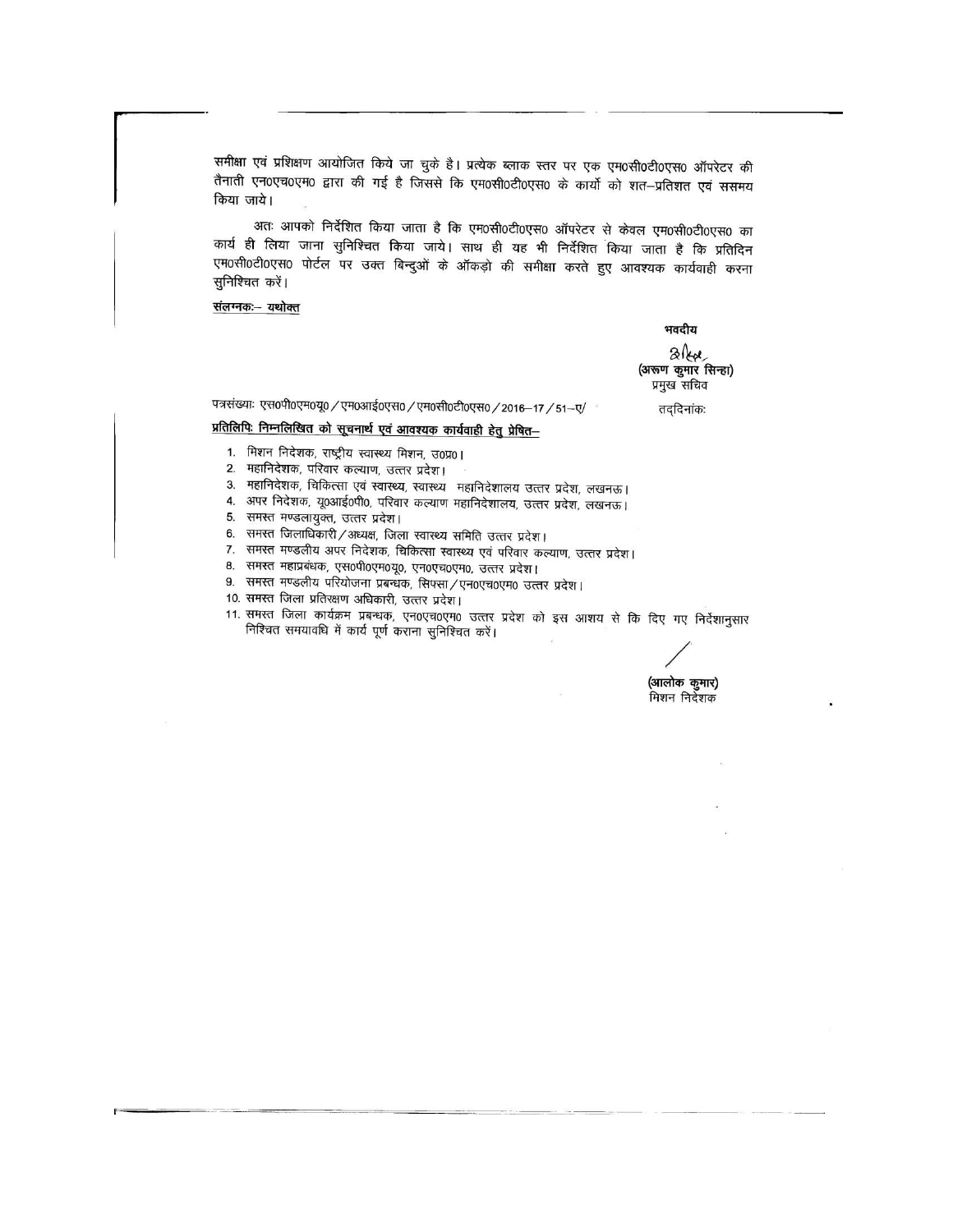समीक्षा एवं प्रशिक्षण आयोजित किये जा चुके है। प्रत्येक ब्लाक स्तर पर एक एम0सी0टी0एस0 ऑपरेटर की तैनाती एन0एच0एम0 द्वारा की गई है जिससे कि एम0सी0टी0एस0 के कार्यो को शत–प्रतिशत एवं ससमय किया जाये।

अतः आपको निर्देशित किया जाता है कि एम0सी0टी0एस0 ऑपरेटर से केवल एम0सी0टी0एस0 का कार्य ही लिया जाना सुनिश्चित किया जाये। साथ ही यह भी निर्देशित किया जाता है कि प्रतिदिन एम0सी0टी0एस0 पोर्टल पर उक्त बिन्दुओं के ऑकड़ो की समीक्षा करते हुए आवश्यक कार्यवाही करना सुनिश्चित करें।

संलग्नकः– यथोक्त

भवदीय

(अरूण कुमार सिन्हा)
प्रमुख सचिव

पत्रसंख्याः एस0पी0एम0यू0 / एम0आई0एस0 / एम0सी0टी0एस0 / 2016–17 / 51–ए/ तद्दिनांकः

**प्रतिलिपिः निम्नलिखित को सूचनार्थ एवं आवश्यक कार्यवाही हेतु प्रेषित–**

1. मिशन निदेशक, राष्ट्रीय स्वास्थ्य मिशन, उ0प्र0।
2. महानिदेशक, परिवार कल्याण, उत्तर प्रदेश।
3. महानिदेशक, चिकित्सा एवं स्वास्थ्य, स्वास्थ्य महानिदेशालय उत्तर प्रदेश, लखनऊ।
4. अपर निदेशक, यू0आई0पी0, परिवार कल्याण महानिदेशालय, उत्तर प्रदेश, लखनऊ।
5. समस्त मण्डलायुक्त, उत्तर प्रदेश।
6. समस्त जिलाधिकारी / अध्यक्ष, जिला स्वास्थ्य समिति उत्तर प्रदेश।
7. समस्त मण्डलीय अपर निदेशक, चिकित्सा स्वास्थ्य एवं परिवार कल्याण, उत्तर प्रदेश।
8. समस्त महाप्रबंधक, एस0पी0एम0यू0, एन0एच0एम0, उत्तर प्रदेश।
9. समस्त मण्डलीय परियोजना प्रबन्धक, सिफ्सा / एन0एच0एम0 उत्तर प्रदेश।
10. समस्त जिला प्रतिरक्षण अधिकारी, उत्तर प्रदेश।
11. समस्त जिला कार्यक्रम प्रबन्धक, एन0एच0एम0 उत्तर प्रदेश को इस आशय से कि दिए गए निर्देशानुसार निश्चित समयावधि में कार्य पूर्ण कराना सुनिश्चित करें।

(आलोक कुमार)
मिशन निदेशक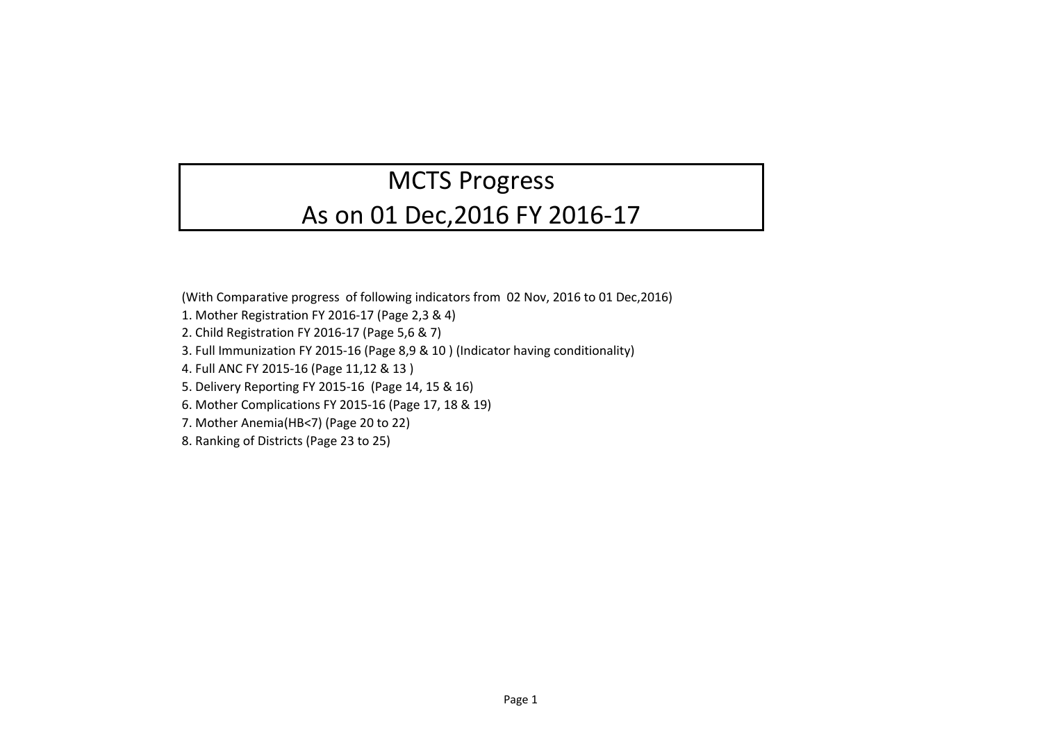# MCTS Progress
# As on 01 Dec,2016 FY 2016-17

(With Comparative progress of following indicators from 02 Nov, 2016 to 01 Dec,2016)

1. Mother Registration FY 2016-17 (Page 2,3 & 4)
2. Child Registration FY 2016-17 (Page 5,6 & 7)
3. Full Immunization FY 2015-16 (Page 8,9 & 10 ) (Indicator having conditionality)
4. Full ANC FY 2015-16 (Page 11,12 & 13 )
5. Delivery Reporting FY 2015-16 (Page 14, 15 & 16)
6. Mother Complications FY 2015-16 (Page 17, 18 & 19)
7. Mother Anemia(HB<7) (Page 20 to 22)
8. Ranking of Districts (Page 23 to 25)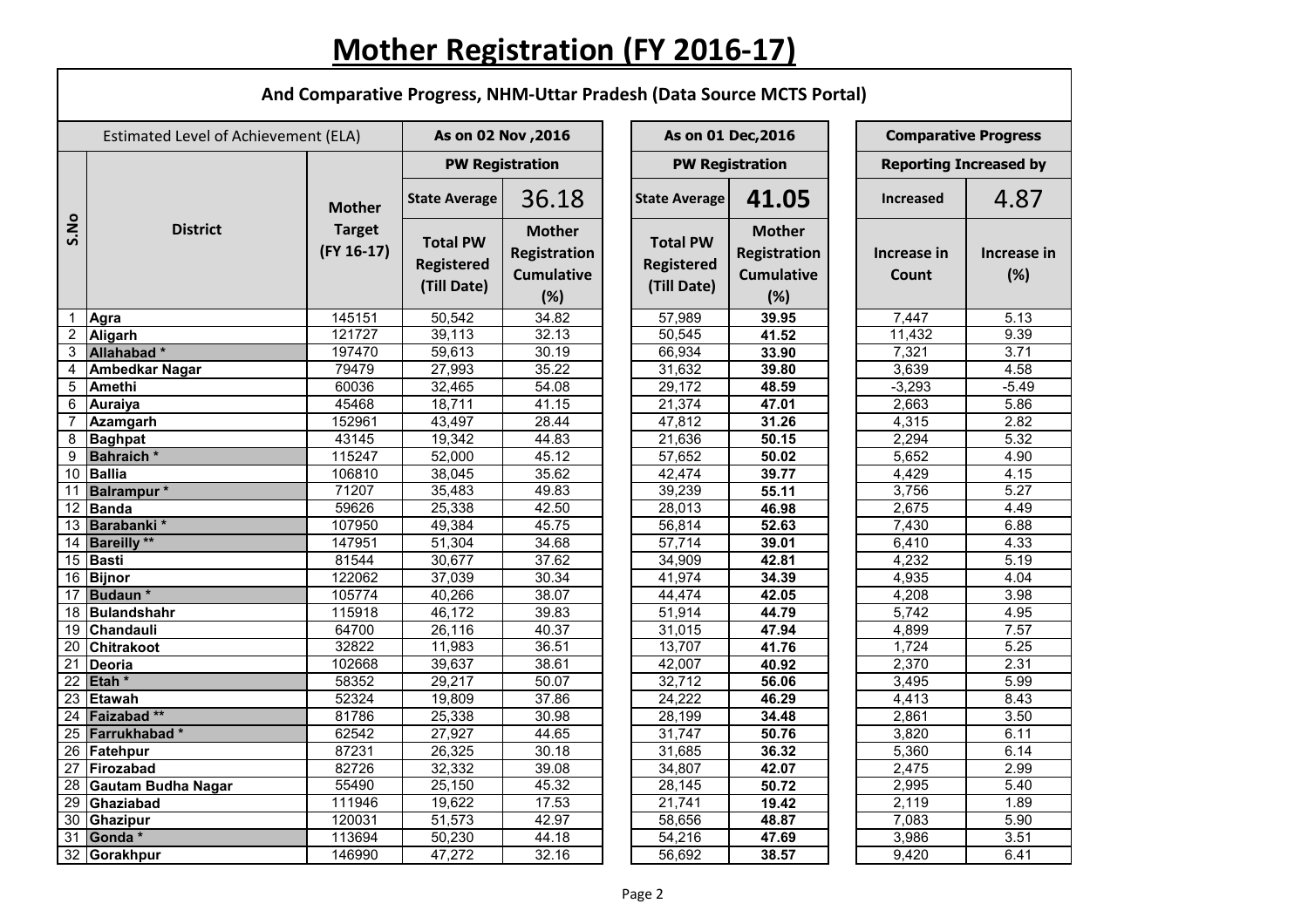# Mother Registration (FY 2016-17)

## And Comparative Progress, NHM-Uttar Pradesh (Data Source MCTS Portal)

| Estimated Level of Achievement (ELA) | | | As on 02 Nov ,2016 | | As on 01 Dec,2016 | | Comparative Progress | |
|---|---|---|---|---|---|---|---|---|
| | | | PW Registration | | PW Registration | | Reporting Increased by | |
| | | | State Average | 36.18 | State Average | 41.05 | Increased | 4.87 |
| S.No | District | Mother Target (FY 16-17) | Total PW Registered (Till Date) | Mother Registration Cumulative (%) | Total PW Registered (Till Date) | Mother Registration Cumulative (%) | Increase in Count | Increase in (%) |
| 1 | Agra | 145151 | 50,542 | 34.82 | 57,989 | **39.95** | 7,447 | 5.13 |
| 2 | Aligarh | 121727 | 39,113 | 32.13 | 50,545 | **41.52** | 11,432 | 9.39 |
| 3 | Allahabad * | 197470 | 59,613 | 30.19 | 66,934 | **33.90** | 7,321 | 3.71 |
| 4 | Ambedkar Nagar | 79479 | 27,993 | 35.22 | 31,632 | **39.80** | 3,639 | 4.58 |
| 5 | Amethi | 60036 | 32,465 | 54.08 | 29,172 | **48.59** | -3,293 | -5.49 |
| 6 | Auraiya | 45468 | 18,711 | 41.15 | 21,374 | **47.01** | 2,663 | 5.86 |
| 7 | Azamgarh | 152961 | 43,497 | 28.44 | 47,812 | **31.26** | 4,315 | 2.82 |
| 8 | Baghpat | 43145 | 19,342 | 44.83 | 21,636 | **50.15** | 2,294 | 5.32 |
| 9 | Bahraich * | 115247 | 52,000 | 45.12 | 57,652 | **50.02** | 5,652 | 4.90 |
| 10 | Ballia | 106810 | 38,045 | 35.62 | 42,474 | **39.77** | 4,429 | 4.15 |
| 11 | Balrampur * | 71207 | 35,483 | 49.83 | 39,239 | **55.11** | 3,756 | 5.27 |
| 12 | Banda | 59626 | 25,338 | 42.50 | 28,013 | **46.98** | 2,675 | 4.49 |
| 13 | Barabanki * | 107950 | 49,384 | 45.75 | 56,814 | **52.63** | 7,430 | 6.88 |
| 14 | Bareilly ** | 147951 | 51,304 | 34.68 | 57,714 | **39.01** | 6,410 | 4.33 |
| 15 | Basti | 81544 | 30,677 | 37.62 | 34,909 | **42.81** | 4,232 | 5.19 |
| 16 | Bijnor | 122062 | 37,039 | 30.34 | 41,974 | **34.39** | 4,935 | 4.04 |
| 17 | Budaun * | 105774 | 40,266 | 38.07 | 44,474 | **42.05** | 4,208 | 3.98 |
| 18 | Bulandshahr | 115918 | 46,172 | 39.83 | 51,914 | **44.79** | 5,742 | 4.95 |
| 19 | Chandauli | 64700 | 26,116 | 40.37 | 31,015 | **47.94** | 4,899 | 7.57 |
| 20 | Chitrakoot | 32822 | 11,983 | 36.51 | 13,707 | **41.76** | 1,724 | 5.25 |
| 21 | Deoria | 102668 | 39,637 | 38.61 | 42,007 | **40.92** | 2,370 | 2.31 |
| 22 | Etah * | 58352 | 29,217 | 50.07 | 32,712 | **56.06** | 3,495 | 5.99 |
| 23 | Etawah | 52324 | 19,809 | 37.86 | 24,222 | **46.29** | 4,413 | 8.43 |
| 24 | Faizabad ** | 81786 | 25,338 | 30.98 | 28,199 | **34.48** | 2,861 | 3.50 |
| 25 | Farrukhabad * | 62542 | 27,927 | 44.65 | 31,747 | **50.76** | 3,820 | 6.11 |
| 26 | Fatehpur | 87231 | 26,325 | 30.18 | 31,685 | **36.32** | 5,360 | 6.14 |
| 27 | Firozabad | 82726 | 32,332 | 39.08 | 34,807 | **42.07** | 2,475 | 2.99 |
| 28 | Gautam Budha Nagar | 55490 | 25,150 | 45.32 | 28,145 | **50.72** | 2,995 | 5.40 |
| 29 | Ghaziabad | 111946 | 19,622 | 17.53 | 21,741 | **19.42** | 2,119 | 1.89 |
| 30 | Ghazipur | 120031 | 51,573 | 42.97 | 58,656 | **48.87** | 7,083 | 5.90 |
| 31 | Gonda * | 113694 | 50,230 | 44.18 | 54,216 | **47.69** | 3,986 | 3.51 |
| 32 | Gorakhpur | 146990 | 47,272 | 32.16 | 56,692 | **38.57** | 9,420 | 6.41 |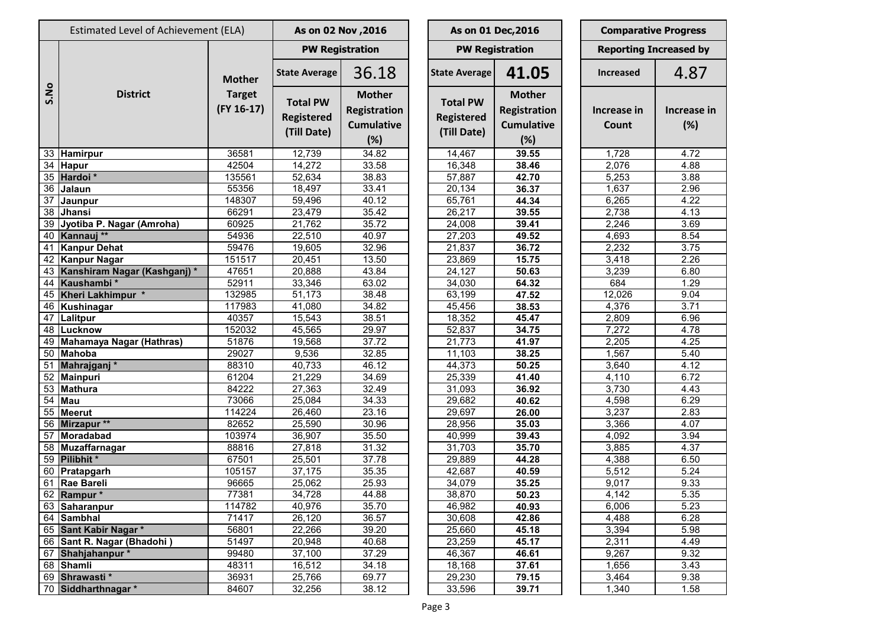| S.No | Estimated Level of Achievement (ELA) District | Mother Target (FY 16-17) | As on 02 Nov ,2016 PW Registration | | As on 01 Dec,2016 PW Registration | | Comparative Progress Reporting Increased by | |
|---|---|---|---|---|---|---|---|---|
| | | | State Average | 36.18 | State Average | **41.05** | Increased | 4.87 |
| | | | Total PW Registered (Till Date) | Mother Registration Cumulative (%) | Total PW Registered (Till Date) | Mother Registration Cumulative (%) | Increase in Count | Increase in (%) |
| 33 | **Hamirpur** | 36581 | 12,739 | 34.82 | 14,467 | **39.55** | 1,728 | 4.72 |
| 34 | **Hapur** | 42504 | 14,272 | 33.58 | 16,348 | **38.46** | 2,076 | 4.88 |
| 35 | **Hardoi** * | 135561 | 52,634 | 38.83 | 57,887 | **42.70** | 5,253 | 3.88 |
| 36 | **Jalaun** | 55356 | 18,497 | 33.41 | 20,134 | **36.37** | 1,637 | 2.96 |
| 37 | **Jaunpur** | 148307 | 59,496 | 40.12 | 65,761 | **44.34** | 6,265 | 4.22 |
| 38 | **Jhansi** | 66291 | 23,479 | 35.42 | 26,217 | **39.55** | 2,738 | 4.13 |
| 39 | **Jyotiba P. Nagar (Amroha)** | 60925 | 21,762 | 35.72 | 24,008 | **39.41** | 2,246 | 3.69 |
| 40 | **Kannauj** ** | 54936 | 22,510 | 40.97 | 27,203 | **49.52** | 4,693 | 8.54 |
| 41 | **Kanpur Dehat** | 59476 | 19,605 | 32.96 | 21,837 | **36.72** | 2,232 | 3.75 |
| 42 | **Kanpur Nagar** | 151517 | 20,451 | 13.50 | 23,869 | **15.75** | 3,418 | 2.26 |
| 43 | **Kanshiram Nagar (Kashganj)** * | 47651 | 20,888 | 43.84 | 24,127 | **50.63** | 3,239 | 6.80 |
| 44 | **Kaushambi** * | 52911 | 33,346 | 63.02 | 34,030 | **64.32** | 684 | 1.29 |
| 45 | **Kheri Lakhimpur** * | 132985 | 51,173 | 38.48 | 63,199 | **47.52** | 12,026 | 9.04 |
| 46 | **Kushinagar** | 117983 | 41,080 | 34.82 | 45,456 | **38.53** | 4,376 | 3.71 |
| 47 | **Lalitpur** | 40357 | 15,543 | 38.51 | 18,352 | **45.47** | 2,809 | 6.96 |
| 48 | **Lucknow** | 152032 | 45,565 | 29.97 | 52,837 | **34.75** | 7,272 | 4.78 |
| 49 | **Mahamaya Nagar (Hathras)** | 51876 | 19,568 | 37.72 | 21,773 | **41.97** | 2,205 | 4.25 |
| 50 | **Mahoba** | 29027 | 9,536 | 32.85 | 11,103 | **38.25** | 1,567 | 5.40 |
| 51 | **Mahrajganj** * | 88310 | 40,733 | 46.12 | 44,373 | **50.25** | 3,640 | 4.12 |
| 52 | **Mainpuri** | 61204 | 21,229 | 34.69 | 25,339 | **41.40** | 4,110 | 6.72 |
| 53 | **Mathura** | 84222 | 27,363 | 32.49 | 31,093 | **36.92** | 3,730 | 4.43 |
| 54 | **Mau** | 73066 | 25,084 | 34.33 | 29,682 | **40.62** | 4,598 | 6.29 |
| 55 | **Meerut** | 114224 | 26,460 | 23.16 | 29,697 | **26.00** | 3,237 | 2.83 |
| 56 | **Mirzapur** ** | 82652 | 25,590 | 30.96 | 28,956 | **35.03** | 3,366 | 4.07 |
| 57 | **Moradabad** | 103974 | 36,907 | 35.50 | 40,999 | **39.43** | 4,092 | 3.94 |
| 58 | **Muzaffarnagar** | 88816 | 27,818 | 31.32 | 31,703 | **35.70** | 3,885 | 4.37 |
| 59 | **Pilibhit** * | 67501 | 25,501 | 37.78 | 29,889 | **44.28** | 4,388 | 6.50 |
| 60 | **Pratapgarh** | 105157 | 37,175 | 35.35 | 42,687 | **40.59** | 5,512 | 5.24 |
| 61 | **Rae Bareli** | 96665 | 25,062 | 25.93 | 34,079 | **35.25** | 9,017 | 9.33 |
| 62 | **Rampur** * | 77381 | 34,728 | 44.88 | 38,870 | **50.23** | 4,142 | 5.35 |
| 63 | **Saharanpur** | 114782 | 40,976 | 35.70 | 46,982 | **40.93** | 6,006 | 5.23 |
| 64 | **Sambhal** | 71417 | 26,120 | 36.57 | 30,608 | **42.86** | 4,488 | 6.28 |
| 65 | **Sant Kabir Nagar** * | 56801 | 22,266 | 39.20 | 25,660 | **45.18** | 3,394 | 5.98 |
| 66 | **Sant R. Nagar (Bhadohi )** | 51497 | 20,948 | 40.68 | 23,259 | **45.17** | 2,311 | 4.49 |
| 67 | **Shahjahanpur** * | 99480 | 37,100 | 37.29 | 46,367 | **46.61** | 9,267 | 9.32 |
| 68 | **Shamli** | 48311 | 16,512 | 34.18 | 18,168 | **37.61** | 1,656 | 3.43 |
| 69 | **Shrawasti** * | 36931 | 25,766 | 69.77 | 29,230 | **79.15** | 3,464 | 9.38 |
| 70 | **Siddharthnagar** * | 84607 | 32,256 | 38.12 | 33,596 | **39.71** | 1,340 | 1.58 |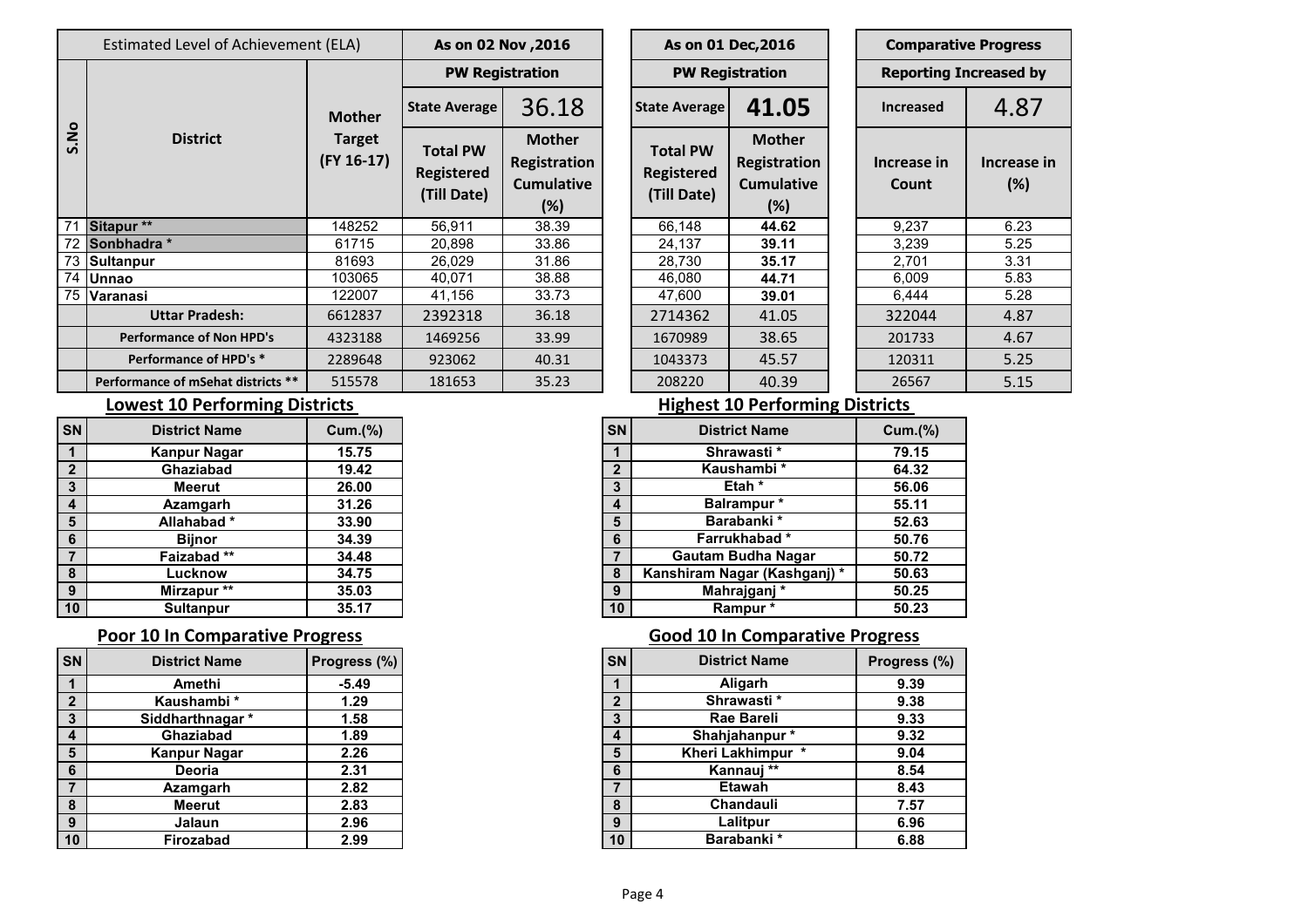| Estimated Level of Achievement (ELA) | | | As on 02 Nov ,2016 | | As on 01 Dec,2016 | | Comparative Progress | |
|---|---|---|---|---|---|---|---|---|
| | | | PW Registration | | PW Registration | | Reporting Increased by | |
| | | | State Average | 36.18 | State Average | 41.05 | Increased | 4.87 |
| S.No | District | Mother Target (FY 16-17) | Total PW Registered (Till Date) | Mother Registration Cumulative (%) | Total PW Registered (Till Date) | Mother Registration Cumulative (%) | Increase in Count | Increase in (%) |
| 71 | Sitapur ** | 148252 | 56,911 | 38.39 | 66,148 | 44.62 | 9,237 | 6.23 |
| 72 | Sonbhadra * | 61715 | 20,898 | 33.86 | 24,137 | 39.11 | 3,239 | 5.25 |
| 73 | Sultanpur | 81693 | 26,029 | 31.86 | 28,730 | 35.17 | 2,701 | 3.31 |
| 74 | Unnao | 103065 | 40,071 | 38.88 | 46,080 | 44.71 | 6,009 | 5.83 |
| 75 | Varanasi | 122007 | 41,156 | 33.73 | 47,600 | 39.01 | 6,444 | 5.28 |
| | Uttar Pradesh: | 6612837 | 2392318 | 36.18 | 2714362 | 41.05 | 322044 | 4.87 |
| | Performance of Non HPD's | 4323188 | 1469256 | 33.99 | 1670989 | 38.65 | 201733 | 4.67 |
| | Performance of HPD's * | 2289648 | 923062 | 40.31 | 1043373 | 45.57 | 120311 | 5.25 |
| | Performance of mSehat districts ** | 515578 | 181653 | 35.23 | 208220 | 40.39 | 26567 | 5.15 |

## Lowest 10 Performing Districts

| SN | District Name | Cum.(%) |
|---|---|---|
| 1 | Kanpur Nagar | 15.75 |
| 2 | Ghaziabad | 19.42 |
| 3 | Meerut | 26.00 |
| 4 | Azamgarh | 31.26 |
| 5 | Allahabad * | 33.90 |
| 6 | Bijnor | 34.39 |
| 7 | Faizabad ** | 34.48 |
| 8 | Lucknow | 34.75 |
| 9 | Mirzapur ** | 35.03 |
| 10 | Sultanpur | 35.17 |

## Highest 10 Performing Districts

| SN | District Name | Cum.(%) |
|---|---|---|
| 1 | Shrawasti * | 79.15 |
| 2 | Kaushambi * | 64.32 |
| 3 | Etah * | 56.06 |
| 4 | Balrampur * | 55.11 |
| 5 | Barabanki * | 52.63 |
| 6 | Farrukhabad * | 50.76 |
| 7 | Gautam Budha Nagar | 50.72 |
| 8 | Kanshiram Nagar (Kashganj) * | 50.63 |
| 9 | Mahrajganj * | 50.25 |
| 10 | Rampur * | 50.23 |

## Poor 10 In Comparative Progress

| SN | District Name | Progress (%) |
|---|---|---|
| 1 | Amethi | -5.49 |
| 2 | Kaushambi * | 1.29 |
| 3 | Siddharthnagar * | 1.58 |
| 4 | Ghaziabad | 1.89 |
| 5 | Kanpur Nagar | 2.26 |
| 6 | Deoria | 2.31 |
| 7 | Azamgarh | 2.82 |
| 8 | Meerut | 2.83 |
| 9 | Jalaun | 2.96 |
| 10 | Firozabad | 2.99 |

## Good 10 In Comparative Progress

| SN | District Name | Progress (%) |
|---|---|---|
| 1 | Aligarh | 9.39 |
| 2 | Shrawasti * | 9.38 |
| 3 | Rae Bareli | 9.33 |
| 4 | Shahjahanpur * | 9.32 |
| 5 | Kheri Lakhimpur * | 9.04 |
| 6 | Kannauj ** | 8.54 |
| 7 | Etawah | 8.43 |
| 8 | Chandauli | 7.57 |
| 9 | Lalitpur | 6.96 |
| 10 | Barabanki * | 6.88 |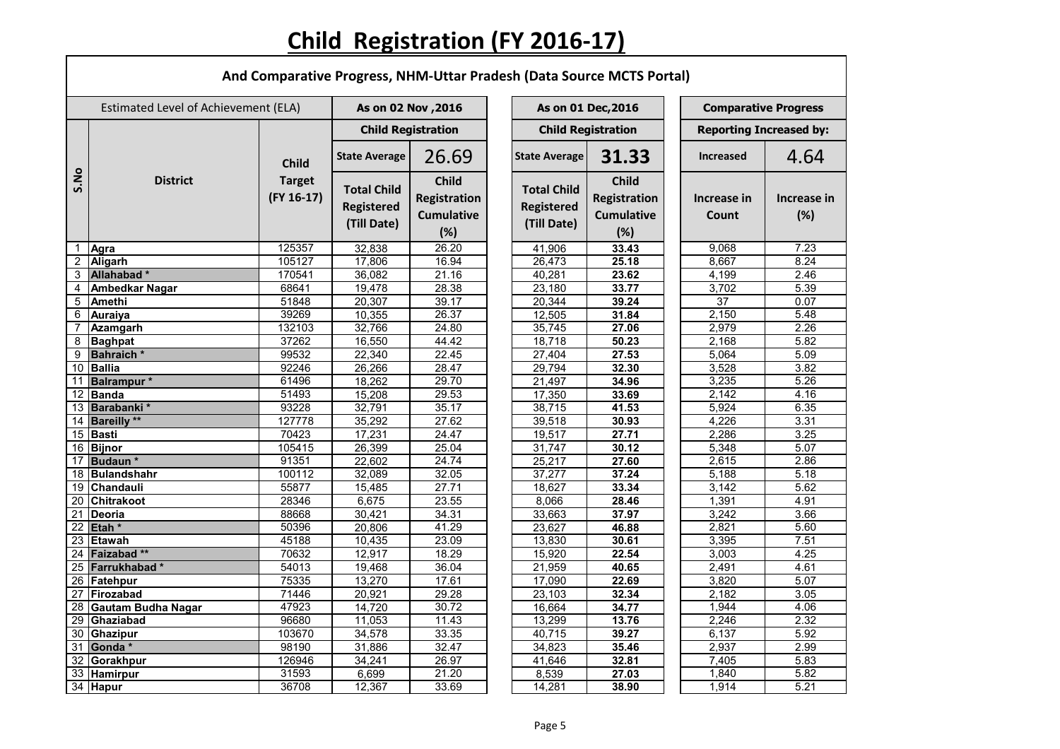# Child Registration (FY 2016-17)

## And Comparative Progress, NHM-Uttar Pradesh (Data Source MCTS Portal)

| Estimated Level of Achievement (ELA) | | | As on 02 Nov ,2016 | | As on 01 Dec,2016 | | Comparative Progress | |
|---|---|---|---|---|---|---|---|---|
| | | | Child Registration | | Child Registration | | Reporting Increased by: | |
| | | | State Average | 26.69 | State Average | 31.33 | Increased | 4.64 |
| S.No | District | Child Target (FY 16-17) | Total Child Registered (Till Date) | Child Registration Cumulative (%) | Total Child Registered (Till Date) | Child Registration Cumulative (%) | Increase in Count | Increase in (%) |
| 1 | Agra | 125357 | 32,838 | 26.20 | 41,906 | **33.43** | 9,068 | 7.23 |
| 2 | Aligarh | 105127 | 17,806 | 16.94 | 26,473 | **25.18** | 8,667 | 8.24 |
| 3 | Allahabad * | 170541 | 36,082 | 21.16 | 40,281 | **23.62** | 4,199 | 2.46 |
| 4 | Ambedkar Nagar | 68641 | 19,478 | 28.38 | 23,180 | **33.77** | 3,702 | 5.39 |
| 5 | Amethi | 51848 | 20,307 | 39.17 | 20,344 | **39.24** | 37 | 0.07 |
| 6 | Auraiya | 39269 | 10,355 | 26.37 | 12,505 | **31.84** | 2,150 | 5.48 |
| 7 | Azamgarh | 132103 | 32,766 | 24.80 | 35,745 | **27.06** | 2,979 | 2.26 |
| 8 | Baghpat | 37262 | 16,550 | 44.42 | 18,718 | **50.23** | 2,168 | 5.82 |
| 9 | Bahraich * | 99532 | 22,340 | 22.45 | 27,404 | **27.53** | 5,064 | 5.09 |
| 10 | Ballia | 92246 | 26,266 | 28.47 | 29,794 | **32.30** | 3,528 | 3.82 |
| 11 | Balrampur * | 61496 | 18,262 | 29.70 | 21,497 | **34.96** | 3,235 | 5.26 |
| 12 | Banda | 51493 | 15,208 | 29.53 | 17,350 | **33.69** | 2,142 | 4.16 |
| 13 | Barabanki * | 93228 | 32,791 | 35.17 | 38,715 | **41.53** | 5,924 | 6.35 |
| 14 | Bareilly ** | 127778 | 35,292 | 27.62 | 39,518 | **30.93** | 4,226 | 3.31 |
| 15 | Basti | 70423 | 17,231 | 24.47 | 19,517 | **27.71** | 2,286 | 3.25 |
| 16 | Bijnor | 105415 | 26,399 | 25.04 | 31,747 | **30.12** | 5,348 | 5.07 |
| 17 | Budaun * | 91351 | 22,602 | 24.74 | 25,217 | **27.60** | 2,615 | 2.86 |
| 18 | Bulandshahr | 100112 | 32,089 | 32.05 | 37,277 | **37.24** | 5,188 | 5.18 |
| 19 | Chandauli | 55877 | 15,485 | 27.71 | 18,627 | **33.34** | 3,142 | 5.62 |
| 20 | Chitrakoot | 28346 | 6,675 | 23.55 | 8,066 | **28.46** | 1,391 | 4.91 |
| 21 | Deoria | 88668 | 30,421 | 34.31 | 33,663 | **37.97** | 3,242 | 3.66 |
| 22 | Etah * | 50396 | 20,806 | 41.29 | 23,627 | **46.88** | 2,821 | 5.60 |
| 23 | Etawah | 45188 | 10,435 | 23.09 | 13,830 | **30.61** | 3,395 | 7.51 |
| 24 | Faizabad ** | 70632 | 12,917 | 18.29 | 15,920 | **22.54** | 3,003 | 4.25 |
| 25 | Farrukhabad * | 54013 | 19,468 | 36.04 | 21,959 | **40.65** | 2,491 | 4.61 |
| 26 | Fatehpur | 75335 | 13,270 | 17.61 | 17,090 | **22.69** | 3,820 | 5.07 |
| 27 | Firozabad | 71446 | 20,921 | 29.28 | 23,103 | **32.34** | 2,182 | 3.05 |
| 28 | Gautam Budha Nagar | 47923 | 14,720 | 30.72 | 16,664 | **34.77** | 1,944 | 4.06 |
| 29 | Ghaziabad | 96680 | 11,053 | 11.43 | 13,299 | **13.76** | 2,246 | 2.32 |
| 30 | Ghazipur | 103670 | 34,578 | 33.35 | 40,715 | **39.27** | 6,137 | 5.92 |
| 31 | Gonda * | 98190 | 31,886 | 32.47 | 34,823 | **35.46** | 2,937 | 2.99 |
| 32 | Gorakhpur | 126946 | 34,241 | 26.97 | 41,646 | **32.81** | 7,405 | 5.83 |
| 33 | Hamirpur | 31593 | 6,699 | 21.20 | 8,539 | **27.03** | 1,840 | 5.82 |
| 34 | Hapur | 36708 | 12,367 | 33.69 | 14,281 | **38.90** | 1,914 | 5.21 |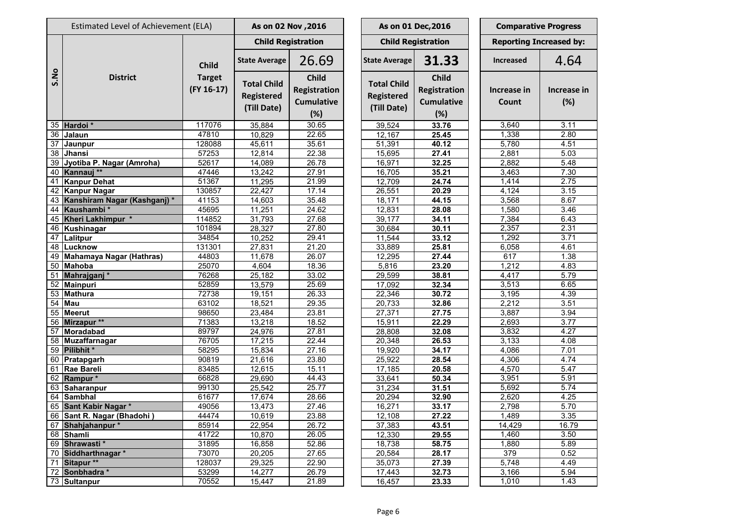| S.No | District | Child Target (FY 16-17) | As on 02 Nov ,2016 | | As on 01 Dec,2016 | | Comparative Progress | |
|---|---|---|---|---|---|---|---|---|
| Estimated Level of Achievement (ELA) | | | Child Registration | | Child Registration | | Reporting Increased by: | |
| | | | State Average | 26.69 | State Average | 31.33 | Increased | 4.64 |
| | | | Total Child Registered (Till Date) | Child Registration Cumulative (%) | Total Child Registered (Till Date) | Child Registration Cumulative (%) | Increase in Count | Increase in (%) |
| 35 | Hardoi * | 117076 | 35,884 | 30.65 | 39,524 | **33.76** | 3,640 | 3.11 |
| 36 | Jalaun | 47810 | 10,829 | 22.65 | 12,167 | **25.45** | 1,338 | 2.80 |
| 37 | Jaunpur | 128088 | 45,611 | 35.61 | 51,391 | **40.12** | 5,780 | 4.51 |
| 38 | Jhansi | 57253 | 12,814 | 22.38 | 15,695 | **27.41** | 2,881 | 5.03 |
| 39 | Jyotiba P. Nagar (Amroha) | 52617 | 14,089 | 26.78 | 16,971 | **32.25** | 2,882 | 5.48 |
| 40 | Kannauj ** | 47446 | 13,242 | 27.91 | 16,705 | **35.21** | 3,463 | 7.30 |
| 41 | Kanpur Dehat | 51367 | 11,295 | 21.99 | 12,709 | **24.74** | 1,414 | 2.75 |
| 42 | Kanpur Nagar | 130857 | 22,427 | 17.14 | 26,551 | **20.29** | 4,124 | 3.15 |
| 43 | Kanshiram Nagar (Kashganj) * | 41153 | 14,603 | 35.48 | 18,171 | **44.15** | 3,568 | 8.67 |
| 44 | Kaushambi * | 45695 | 11,251 | 24.62 | 12,831 | **28.08** | 1,580 | 3.46 |
| 45 | Kheri Lakhimpur * | 114852 | 31,793 | 27.68 | 39,177 | **34.11** | 7,384 | 6.43 |
| 46 | Kushinagar | 101894 | 28,327 | 27.80 | 30,684 | **30.11** | 2,357 | 2.31 |
| 47 | Lalitpur | 34854 | 10,252 | 29.41 | 11,544 | **33.12** | 1,292 | 3.71 |
| 48 | Lucknow | 131301 | 27,831 | 21.20 | 33,889 | **25.81** | 6,058 | 4.61 |
| 49 | Mahamaya Nagar (Hathras) | 44803 | 11,678 | 26.07 | 12,295 | **27.44** | 617 | 1.38 |
| 50 | Mahoba | 25070 | 4,604 | 18.36 | 5,816 | **23.20** | 1,212 | 4.83 |
| 51 | Mahrajganj * | 76268 | 25,182 | 33.02 | 29,599 | **38.81** | 4,417 | 5.79 |
| 52 | Mainpuri | 52859 | 13,579 | 25.69 | 17,092 | **32.34** | 3,513 | 6.65 |
| 53 | Mathura | 72738 | 19,151 | 26.33 | 22,346 | **30.72** | 3,195 | 4.39 |
| 54 | Mau | 63102 | 18,521 | 29.35 | 20,733 | **32.86** | 2,212 | 3.51 |
| 55 | Meerut | 98650 | 23,484 | 23.81 | 27,371 | **27.75** | 3,887 | 3.94 |
| 56 | Mirzapur ** | 71383 | 13,218 | 18.52 | 15,911 | **22.29** | 2,693 | 3.77 |
| 57 | Moradabad | 89797 | 24,976 | 27.81 | 28,808 | **32.08** | 3,832 | 4.27 |
| 58 | Muzaffarnagar | 76705 | 17,215 | 22.44 | 20,348 | **26.53** | 3,133 | 4.08 |
| 59 | Pilibhit * | 58295 | 15,834 | 27.16 | 19,920 | **34.17** | 4,086 | 7.01 |
| 60 | Pratapgarh | 90819 | 21,616 | 23.80 | 25,922 | **28.54** | 4,306 | 4.74 |
| 61 | Rae Bareli | 83485 | 12,615 | 15.11 | 17,185 | **20.58** | 4,570 | 5.47 |
| 62 | Rampur * | 66828 | 29,690 | 44.43 | 33,641 | **50.34** | 3,951 | 5.91 |
| 63 | Saharanpur | 99130 | 25,542 | 25.77 | 31,234 | **31.51** | 5,692 | 5.74 |
| 64 | Sambhal | 61677 | 17,674 | 28.66 | 20,294 | **32.90** | 2,620 | 4.25 |
| 65 | Sant Kabir Nagar * | 49056 | 13,473 | 27.46 | 16,271 | **33.17** | 2,798 | 5.70 |
| 66 | Sant R. Nagar (Bhadohi ) | 44474 | 10,619 | 23.88 | 12,108 | **27.22** | 1,489 | 3.35 |
| 67 | Shahjahanpur * | 85914 | 22,954 | 26.72 | 37,383 | **43.51** | 14,429 | 16.79 |
| 68 | Shamli | 41722 | 10,870 | 26.05 | 12,330 | **29.55** | 1,460 | 3.50 |
| 69 | Shrawasti * | 31895 | 16,858 | 52.86 | 18,738 | **58.75** | 1,880 | 5.89 |
| 70 | Siddharthnagar * | 73070 | 20,205 | 27.65 | 20,584 | **28.17** | 379 | 0.52 |
| 71 | Sitapur ** | 128037 | 29,325 | 22.90 | 35,073 | **27.39** | 5,748 | 4.49 |
| 72 | Sonbhadra * | 53299 | 14,277 | 26.79 | 17,443 | **32.73** | 3,166 | 5.94 |
| 73 | Sultanpur | 70552 | 15,447 | 21.89 | 16,457 | **23.33** | 1,010 | 1.43 |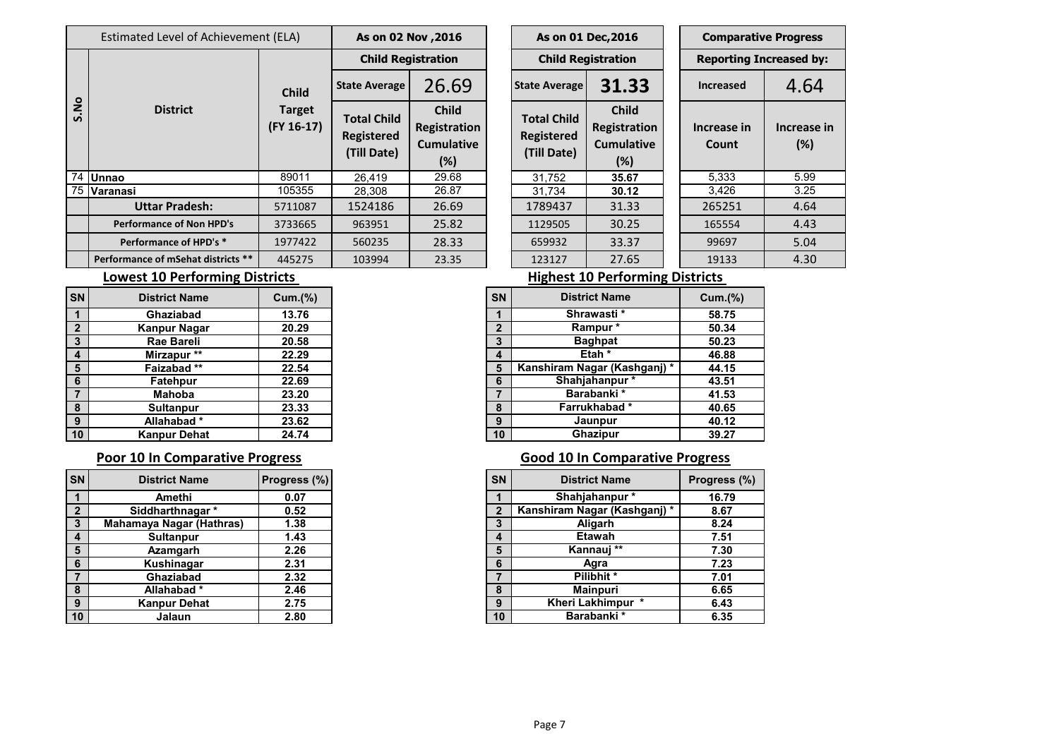| Estimated Level of Achievement (ELA) | | | As on 02 Nov ,2016 | | As on 01 Dec,2016 | | Comparative Progress | |
|---|---|---|---|---|---|---|---|---|
| S.No | District | Child Target (FY 16-17) | Child Registration | | Child Registration | | Reporting Increased by: | |
| | | | State Average | 26.69 | State Average | 31.33 | Increased | 4.64 |
| | | | Total Child Registered (Till Date) | Child Registration Cumulative (%) | Total Child Registered (Till Date) | Child Registration Cumulative (%) | Increase in Count | Increase in (%) |
| 74 | Unnao | 89011 | 26,419 | 29.68 | 31,752 | 35.67 | 5,333 | 5.99 |
| 75 | Varanasi | 105355 | 28,308 | 26.87 | 31,734 | 30.12 | 3,426 | 3.25 |
| | Uttar Pradesh: | 5711087 | 1524186 | 26.69 | 1789437 | 31.33 | 265251 | 4.64 |
| | Performance of Non HPD's | 3733665 | 963951 | 25.82 | 1129505 | 30.25 | 165554 | 4.43 |
| | Performance of HPD's * | 1977422 | 560235 | 28.33 | 659932 | 33.37 | 99697 | 5.04 |
| | Performance of mSehat districts ** | 445275 | 103994 | 23.35 | 123127 | 27.65 | 19133 | 4.30 |

## Lowest 10 Performing Districts

| SN | District Name | Cum.(%) |
|---|---|---|
| 1 | Ghaziabad | 13.76 |
| 2 | Kanpur Nagar | 20.29 |
| 3 | Rae Bareli | 20.58 |
| 4 | Mirzapur ** | 22.29 |
| 5 | Faizabad ** | 22.54 |
| 6 | Fatehpur | 22.69 |
| 7 | Mahoba | 23.20 |
| 8 | Sultanpur | 23.33 |
| 9 | Allahabad * | 23.62 |
| 10 | Kanpur Dehat | 24.74 |

## Highest 10 Performing Districts

| SN | District Name | Cum.(%) |
|---|---|---|
| 1 | Shrawasti * | 58.75 |
| 2 | Rampur * | 50.34 |
| 3 | Baghpat | 50.23 |
| 4 | Etah * | 46.88 |
| 5 | Kanshiram Nagar (Kashganj) * | 44.15 |
| 6 | Shahjahanpur * | 43.51 |
| 7 | Barabanki * | 41.53 |
| 8 | Farrukhabad * | 40.65 |
| 9 | Jaunpur | 40.12 |
| 10 | Ghazipur | 39.27 |

## Poor 10 In Comparative Progress

| SN | District Name | Progress (%) |
|---|---|---|
| 1 | Amethi | 0.07 |
| 2 | Siddharthnagar * | 0.52 |
| 3 | Mahamaya Nagar (Hathras) | 1.38 |
| 4 | Sultanpur | 1.43 |
| 5 | Azamgarh | 2.26 |
| 6 | Kushinagar | 2.31 |
| 7 | Ghaziabad | 2.32 |
| 8 | Allahabad * | 2.46 |
| 9 | Kanpur Dehat | 2.75 |
| 10 | Jalaun | 2.80 |

## Good 10 In Comparative Progress

| SN | District Name | Progress (%) |
|---|---|---|
| 1 | Shahjahanpur * | 16.79 |
| 2 | Kanshiram Nagar (Kashganj) * | 8.67 |
| 3 | Aligarh | 8.24 |
| 4 | Etawah | 7.51 |
| 5 | Kannauj ** | 7.30 |
| 6 | Agra | 7.23 |
| 7 | Pilibhit * | 7.01 |
| 8 | Mainpuri | 6.65 |
| 9 | Kheri Lakhimpur * | 6.43 |
| 10 | Barabanki * | 6.35 |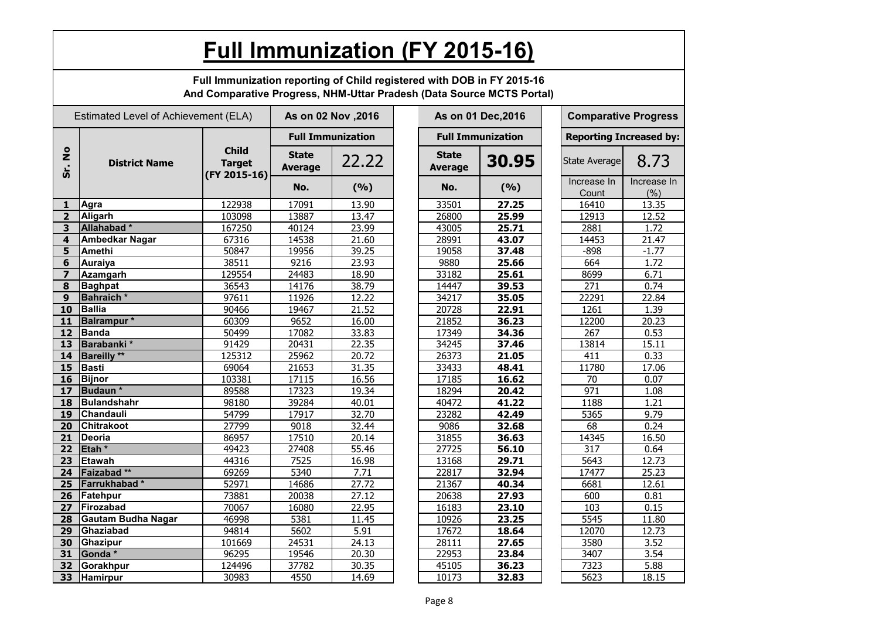# Full Immunization (FY 2015-16)

**Full Immunization reporting of Child registered with DOB in FY 2015-16**
**And Comparative Progress, NHM-Uttar Pradesh (Data Source MCTS Portal)**

| Estimated Level of Achievement (ELA) | | | As on 02 Nov ,2016 | | As on 01 Dec,2016 | | Comparative Progress | |
|---|---|---|---|---|---|---|---|---|
| Sr. No | District Name | Child Target (FY 2015-16) | Full Immunization | | Full Immunization | | Reporting Increased by: | |
| | | | State Average | 22.22 | State Average | **30.95** | State Average | 8.73 |
| | | | No. | (%) | No. | (%) | Increase In Count | Increase In (%) |
| 1 | Agra | 122938 | 17091 | 13.90 | 33501 | **27.25** | 16410 | 13.35 |
| 2 | Aligarh | 103098 | 13887 | 13.47 | 26800 | **25.99** | 12913 | 12.52 |
| 3 | Allahabad * | 167250 | 40124 | 23.99 | 43005 | **25.71** | 2881 | 1.72 |
| 4 | Ambedkar Nagar | 67316 | 14538 | 21.60 | 28991 | **43.07** | 14453 | 21.47 |
| 5 | Amethi | 50847 | 19956 | 39.25 | 19058 | **37.48** | -898 | -1.77 |
| 6 | Auraiya | 38511 | 9216 | 23.93 | 9880 | **25.66** | 664 | 1.72 |
| 7 | Azamgarh | 129554 | 24483 | 18.90 | 33182 | **25.61** | 8699 | 6.71 |
| 8 | Baghpat | 36543 | 14176 | 38.79 | 14447 | **39.53** | 271 | 0.74 |
| 9 | Bahraich * | 97611 | 11926 | 12.22 | 34217 | **35.05** | 22291 | 22.84 |
| 10 | Ballia | 90466 | 19467 | 21.52 | 20728 | **22.91** | 1261 | 1.39 |
| 11 | Balrampur * | 60309 | 9652 | 16.00 | 21852 | **36.23** | 12200 | 20.23 |
| 12 | Banda | 50499 | 17082 | 33.83 | 17349 | **34.36** | 267 | 0.53 |
| 13 | Barabanki * | 91429 | 20431 | 22.35 | 34245 | **37.46** | 13814 | 15.11 |
| 14 | Bareilly ** | 125312 | 25962 | 20.72 | 26373 | **21.05** | 411 | 0.33 |
| 15 | Basti | 69064 | 21653 | 31.35 | 33433 | **48.41** | 11780 | 17.06 |
| 16 | Bijnor | 103381 | 17115 | 16.56 | 17185 | **16.62** | 70 | 0.07 |
| 17 | Budaun * | 89588 | 17323 | 19.34 | 18294 | **20.42** | 971 | 1.08 |
| 18 | Bulandshahr | 98180 | 39284 | 40.01 | 40472 | **41.22** | 1188 | 1.21 |
| 19 | Chandauli | 54799 | 17917 | 32.70 | 23282 | **42.49** | 5365 | 9.79 |
| 20 | Chitrakoot | 27799 | 9018 | 32.44 | 9086 | **32.68** | 68 | 0.24 |
| 21 | Deoria | 86957 | 17510 | 20.14 | 31855 | **36.63** | 14345 | 16.50 |
| 22 | Etah * | 49423 | 27408 | 55.46 | 27725 | **56.10** | 317 | 0.64 |
| 23 | Etawah | 44316 | 7525 | 16.98 | 13168 | **29.71** | 5643 | 12.73 |
| 24 | Faizabad ** | 69269 | 5340 | 7.71 | 22817 | **32.94** | 17477 | 25.23 |
| 25 | Farrukhabad * | 52971 | 14686 | 27.72 | 21367 | **40.34** | 6681 | 12.61 |
| 26 | Fatehpur | 73881 | 20038 | 27.12 | 20638 | **27.93** | 600 | 0.81 |
| 27 | Firozabad | 70067 | 16080 | 22.95 | 16183 | **23.10** | 103 | 0.15 |
| 28 | Gautam Budha Nagar | 46998 | 5381 | 11.45 | 10926 | **23.25** | 5545 | 11.80 |
| 29 | Ghaziabad | 94814 | 5602 | 5.91 | 17672 | **18.64** | 12070 | 12.73 |
| 30 | Ghazipur | 101669 | 24531 | 24.13 | 28111 | **27.65** | 3580 | 3.52 |
| 31 | Gonda * | 96295 | 19546 | 20.30 | 22953 | **23.84** | 3407 | 3.54 |
| 32 | Gorakhpur | 124496 | 37782 | 30.35 | 45105 | **36.23** | 7323 | 5.88 |
| 33 | Hamirpur | 30983 | 4550 | 14.69 | 10173 | **32.83** | 5623 | 18.15 |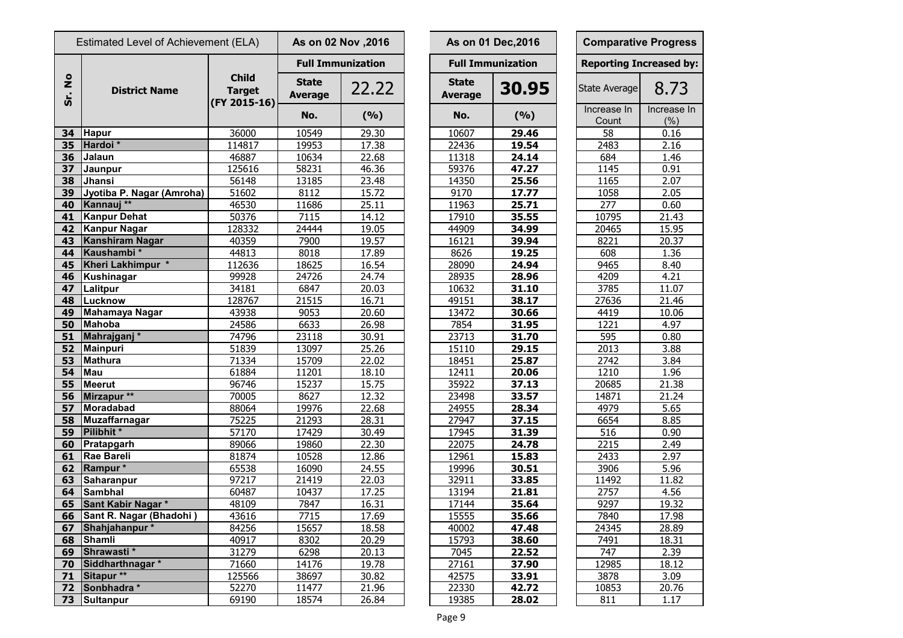| Estimated Level of Achievement (ELA) | | | As on 02 Nov ,2016 | | As on 01 Dec,2016 | | Comparative Progress | |
|---|---|---|---|---|---|---|---|---|
| | | | Full Immunization | | Full Immunization | | Reporting Increased by: | |
| Sr. No | District Name | Child Target (FY 2015-16) | State Average | 22.22 | State Average | 30.95 | State Average | 8.73 |
| | | | No. | (%) | No. | (%) | Increase In Count | Increase In (%) |
| 34 | Hapur | 36000 | 10549 | 29.30 | 10607 | 29.46 | 58 | 0.16 |
| 35 | Hardoi * | 114817 | 19953 | 17.38 | 22436 | 19.54 | 2483 | 2.16 |
| 36 | Jalaun | 46887 | 10634 | 22.68 | 11318 | 24.14 | 684 | 1.46 |
| 37 | Jaunpur | 125616 | 58231 | 46.36 | 59376 | 47.27 | 1145 | 0.91 |
| 38 | Jhansi | 56148 | 13185 | 23.48 | 14350 | 25.56 | 1165 | 2.07 |
| 39 | Jyotiba P. Nagar (Amroha) | 51602 | 8112 | 15.72 | 9170 | 17.77 | 1058 | 2.05 |
| 40 | Kannauj ** | 46530 | 11686 | 25.11 | 11963 | 25.71 | 277 | 0.60 |
| 41 | Kanpur Dehat | 50376 | 7115 | 14.12 | 17910 | 35.55 | 10795 | 21.43 |
| 42 | Kanpur Nagar | 128332 | 24444 | 19.05 | 44909 | 34.99 | 20465 | 15.95 |
| 43 | Kanshiram Nagar | 40359 | 7900 | 19.57 | 16121 | 39.94 | 8221 | 20.37 |
| 44 | Kaushambi * | 44813 | 8018 | 17.89 | 8626 | 19.25 | 608 | 1.36 |
| 45 | Kheri Lakhimpur * | 112636 | 18625 | 16.54 | 28090 | 24.94 | 9465 | 8.40 |
| 46 | Kushinagar | 99928 | 24726 | 24.74 | 28935 | 28.96 | 4209 | 4.21 |
| 47 | Lalitpur | 34181 | 6847 | 20.03 | 10632 | 31.10 | 3785 | 11.07 |
| 48 | Lucknow | 128767 | 21515 | 16.71 | 49151 | 38.17 | 27636 | 21.46 |
| 49 | Mahamaya Nagar | 43938 | 9053 | 20.60 | 13472 | 30.66 | 4419 | 10.06 |
| 50 | Mahoba | 24586 | 6633 | 26.98 | 7854 | 31.95 | 1221 | 4.97 |
| 51 | Mahrajganj * | 74796 | 23118 | 30.91 | 23713 | 31.70 | 595 | 0.80 |
| 52 | Mainpuri | 51839 | 13097 | 25.26 | 15110 | 29.15 | 2013 | 3.88 |
| 53 | Mathura | 71334 | 15709 | 22.02 | 18451 | 25.87 | 2742 | 3.84 |
| 54 | Mau | 61884 | 11201 | 18.10 | 12411 | 20.06 | 1210 | 1.96 |
| 55 | Meerut | 96746 | 15237 | 15.75 | 35922 | 37.13 | 20685 | 21.38 |
| 56 | Mirzapur ** | 70005 | 8627 | 12.32 | 23498 | 33.57 | 14871 | 21.24 |
| 57 | Moradabad | 88064 | 19976 | 22.68 | 24955 | 28.34 | 4979 | 5.65 |
| 58 | Muzaffarnagar | 75225 | 21293 | 28.31 | 27947 | 37.15 | 6654 | 8.85 |
| 59 | Pilibhit * | 57170 | 17429 | 30.49 | 17945 | 31.39 | 516 | 0.90 |
| 60 | Pratapgarh | 89066 | 19860 | 22.30 | 22075 | 24.78 | 2215 | 2.49 |
| 61 | Rae Bareli | 81874 | 10528 | 12.86 | 12961 | 15.83 | 2433 | 2.97 |
| 62 | Rampur * | 65538 | 16090 | 24.55 | 19996 | 30.51 | 3906 | 5.96 |
| 63 | Saharanpur | 97217 | 21419 | 22.03 | 32911 | 33.85 | 11492 | 11.82 |
| 64 | Sambhal | 60487 | 10437 | 17.25 | 13194 | 21.81 | 2757 | 4.56 |
| 65 | Sant Kabir Nagar * | 48109 | 7847 | 16.31 | 17144 | 35.64 | 9297 | 19.32 |
| 66 | Sant R. Nagar (Bhadohi ) | 43616 | 7715 | 17.69 | 15555 | 35.66 | 7840 | 17.98 |
| 67 | Shahjahanpur * | 84256 | 15657 | 18.58 | 40002 | 47.48 | 24345 | 28.89 |
| 68 | Shamli | 40917 | 8302 | 20.29 | 15793 | 38.60 | 7491 | 18.31 |
| 69 | Shrawasti * | 31279 | 6298 | 20.13 | 7045 | 22.52 | 747 | 2.39 |
| 70 | Siddharthnagar * | 71660 | 14176 | 19.78 | 27161 | 37.90 | 12985 | 18.12 |
| 71 | Sitapur ** | 125566 | 38697 | 30.82 | 42575 | 33.91 | 3878 | 3.09 |
| 72 | Sonbhadra * | 52270 | 11477 | 21.96 | 22330 | 42.72 | 10853 | 20.76 |
| 73 | Sultanpur | 69190 | 18574 | 26.84 | 19385 | 28.02 | 811 | 1.17 |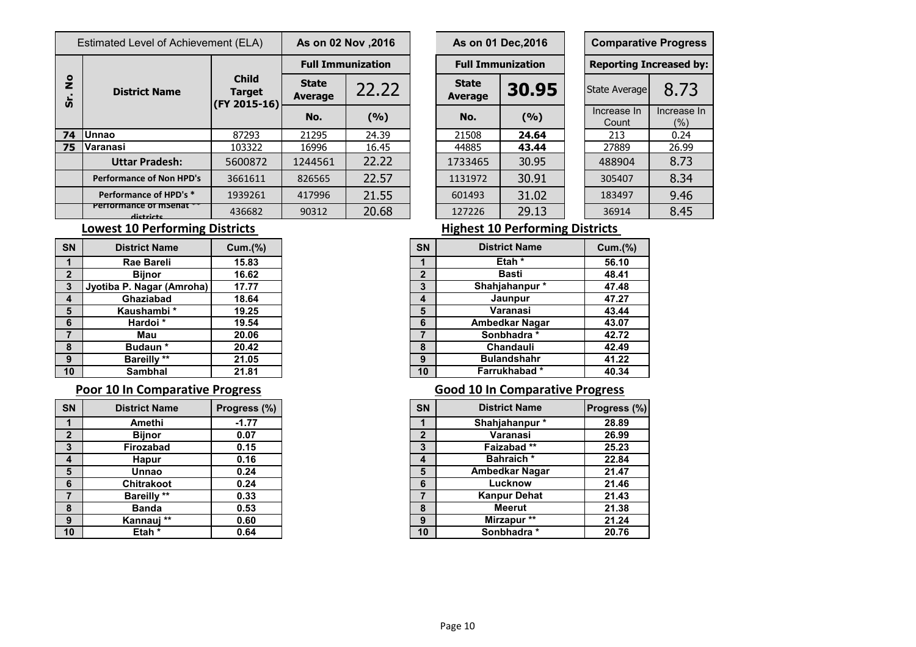| Sr. No | District Name | Child Target (FY 2015-16) | As on 02 Nov ,2016 | | | As on 01 Dec,2016 | | | Comparative Progress | |
|---|---|---|---|---|---|---|---|---|---|---|
| Estimated Level of Achievement (ELA) | | | Full Immunization | | | Full Immunization | | | Reporting Increased by: | |
| | | | State Average | 22.22 | | State Average | **30.95** | | State Average | 8.73 |
| | | | No. | (%) | | No. | (%) | | Increase In Count | Increase In (%) |
| **74** | Unnao | 87293 | 21295 | 24.39 | | 21508 | **24.64** | | 213 | 0.24 |
| **75** | Varanasi | 103322 | 16996 | 16.45 | | 44885 | **43.44** | | 27889 | 26.99 |
| | **Uttar Pradesh:** | 5600872 | 1244561 | 22.22 | | 1733465 | 30.95 | | 488904 | 8.73 |
| | **Performance of Non HPD's** | 3661611 | 826565 | 22.57 | | 1131972 | 30.91 | | 305407 | 8.34 |
| | **Performance of HPD's *** | 1939261 | 417996 | 21.55 | | 601493 | 31.02 | | 183497 | 9.46 |
| | **Performance of mSehat ** districts** | 436682 | 90312 | 20.68 | | 127226 | 29.13 | | 36914 | 8.45 |

## Lowest 10 Performing Districts

| SN | District Name | Cum.(%) |
|---|---|---|
| 1 | Rae Bareli | 15.83 |
| 2 | Bijnor | 16.62 |
| 3 | Jyotiba P. Nagar (Amroha) | 17.77 |
| 4 | Ghaziabad | 18.64 |
| 5 | Kaushambi * | 19.25 |
| 6 | Hardoi * | 19.54 |
| 7 | Mau | 20.06 |
| 8 | Budaun * | 20.42 |
| 9 | Bareilly ** | 21.05 |
| 10 | Sambhal | 21.81 |

## Highest 10 Performing Districts

| SN | District Name | Cum.(%) |
|---|---|---|
| 1 | Etah * | 56.10 |
| 2 | Basti | 48.41 |
| 3 | Shahjahanpur * | 47.48 |
| 4 | Jaunpur | 47.27 |
| 5 | Varanasi | 43.44 |
| 6 | Ambedkar Nagar | 43.07 |
| 7 | Sonbhadra * | 42.72 |
| 8 | Chandauli | 42.49 |
| 9 | Bulandshahr | 41.22 |
| 10 | Farrukhabad * | 40.34 |

## Poor 10 In Comparative Progress

| SN | District Name | Progress (%) |
|---|---|---|
| 1 | Amethi | -1.77 |
| 2 | Bijnor | 0.07 |
| 3 | Firozabad | 0.15 |
| 4 | Hapur | 0.16 |
| 5 | Unnao | 0.24 |
| 6 | Chitrakoot | 0.24 |
| 7 | Bareilly ** | 0.33 |
| 8 | Banda | 0.53 |
| 9 | Kannauj ** | 0.60 |
| 10 | Etah * | 0.64 |

## Good 10 In Comparative Progress

| SN | District Name | Progress (%) |
|---|---|---|
| 1 | Shahjahanpur * | 28.89 |
| 2 | Varanasi | 26.99 |
| 3 | Faizabad ** | 25.23 |
| 4 | Bahraich * | 22.84 |
| 5 | Ambedkar Nagar | 21.47 |
| 6 | Lucknow | 21.46 |
| 7 | Kanpur Dehat | 21.43 |
| 8 | Meerut | 21.38 |
| 9 | Mirzapur ** | 21.24 |
| 10 | Sonbhadra * | 20.76 |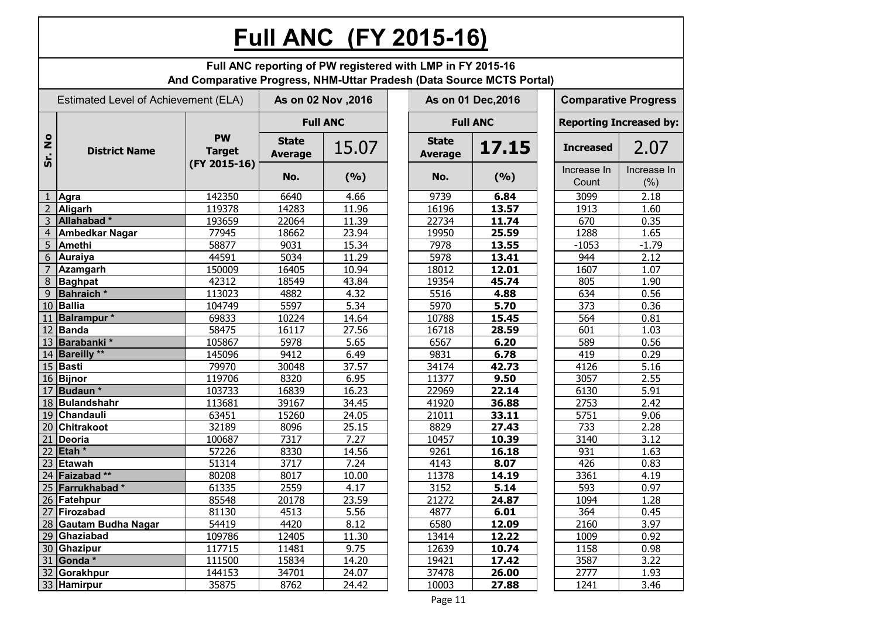# Full ANC (FY 2015-16)

**Full ANC reporting of PW registered with LMP in FY 2015-16**
**And Comparative Progress, NHM-Uttar Pradesh (Data Source MCTS Portal)**

| Estimated Level of Achievement (ELA) | | | As on 02 Nov ,2016 | | As on 01 Dec,2016 | | Comparative Progress | |
|---|---|---|---|---|---|---|---|---|
| | | | Full ANC | | Full ANC | | Reporting Increased by: | |
| Sr. No | District Name | PW Target (FY 2015-16) | State Average | 15.07 | State Average | **17.15** | Increased | 2.07 |
| | | | No. | (%) | No. | (%) | Increase In Count | Increase In (%) |
| 1 | Agra | 142350 | 6640 | 4.66 | 9739 | **6.84** | 3099 | 2.18 |
| 2 | Aligarh | 119378 | 14283 | 11.96 | 16196 | **13.57** | 1913 | 1.60 |
| 3 | Allahabad * | 193659 | 22064 | 11.39 | 22734 | **11.74** | 670 | 0.35 |
| 4 | Ambedkar Nagar | 77945 | 18662 | 23.94 | 19950 | **25.59** | 1288 | 1.65 |
| 5 | Amethi | 58877 | 9031 | 15.34 | 7978 | **13.55** | -1053 | -1.79 |
| 6 | Auraiya | 44591 | 5034 | 11.29 | 5978 | **13.41** | 944 | 2.12 |
| 7 | Azamgarh | 150009 | 16405 | 10.94 | 18012 | **12.01** | 1607 | 1.07 |
| 8 | Baghpat | 42312 | 18549 | 43.84 | 19354 | **45.74** | 805 | 1.90 |
| 9 | Bahraich * | 113023 | 4882 | 4.32 | 5516 | **4.88** | 634 | 0.56 |
| 10 | Ballia | 104749 | 5597 | 5.34 | 5970 | **5.70** | 373 | 0.36 |
| 11 | Balrampur * | 69833 | 10224 | 14.64 | 10788 | **15.45** | 564 | 0.81 |
| 12 | Banda | 58475 | 16117 | 27.56 | 16718 | **28.59** | 601 | 1.03 |
| 13 | Barabanki * | 105867 | 5978 | 5.65 | 6567 | **6.20** | 589 | 0.56 |
| 14 | Bareilly ** | 145096 | 9412 | 6.49 | 9831 | **6.78** | 419 | 0.29 |
| 15 | Basti | 79970 | 30048 | 37.57 | 34174 | **42.73** | 4126 | 5.16 |
| 16 | Bijnor | 119706 | 8320 | 6.95 | 11377 | **9.50** | 3057 | 2.55 |
| 17 | Budaun * | 103733 | 16839 | 16.23 | 22969 | **22.14** | 6130 | 5.91 |
| 18 | Bulandshahr | 113681 | 39167 | 34.45 | 41920 | **36.88** | 2753 | 2.42 |
| 19 | Chandauli | 63451 | 15260 | 24.05 | 21011 | **33.11** | 5751 | 9.06 |
| 20 | Chitrakoot | 32189 | 8096 | 25.15 | 8829 | **27.43** | 733 | 2.28 |
| 21 | Deoria | 100687 | 7317 | 7.27 | 10457 | **10.39** | 3140 | 3.12 |
| 22 | Etah * | 57226 | 8330 | 14.56 | 9261 | **16.18** | 931 | 1.63 |
| 23 | Etawah | 51314 | 3717 | 7.24 | 4143 | **8.07** | 426 | 0.83 |
| 24 | Faizabad ** | 80208 | 8017 | 10.00 | 11378 | **14.19** | 3361 | 4.19 |
| 25 | Farrukhabad * | 61335 | 2559 | 4.17 | 3152 | **5.14** | 593 | 0.97 |
| 26 | Fatehpur | 85548 | 20178 | 23.59 | 21272 | **24.87** | 1094 | 1.28 |
| 27 | Firozabad | 81130 | 4513 | 5.56 | 4877 | **6.01** | 364 | 0.45 |
| 28 | Gautam Budha Nagar | 54419 | 4420 | 8.12 | 6580 | **12.09** | 2160 | 3.97 |
| 29 | Ghaziabad | 109786 | 12405 | 11.30 | 13414 | **12.22** | 1009 | 0.92 |
| 30 | Ghazipur | 117715 | 11481 | 9.75 | 12639 | **10.74** | 1158 | 0.98 |
| 31 | Gonda * | 111500 | 15834 | 14.20 | 19421 | **17.42** | 3587 | 3.22 |
| 32 | Gorakhpur | 144153 | 34701 | 24.07 | 37478 | **26.00** | 2777 | 1.93 |
| 33 | Hamirpur | 35875 | 8762 | 24.42 | 10003 | **27.88** | 1241 | 3.46 |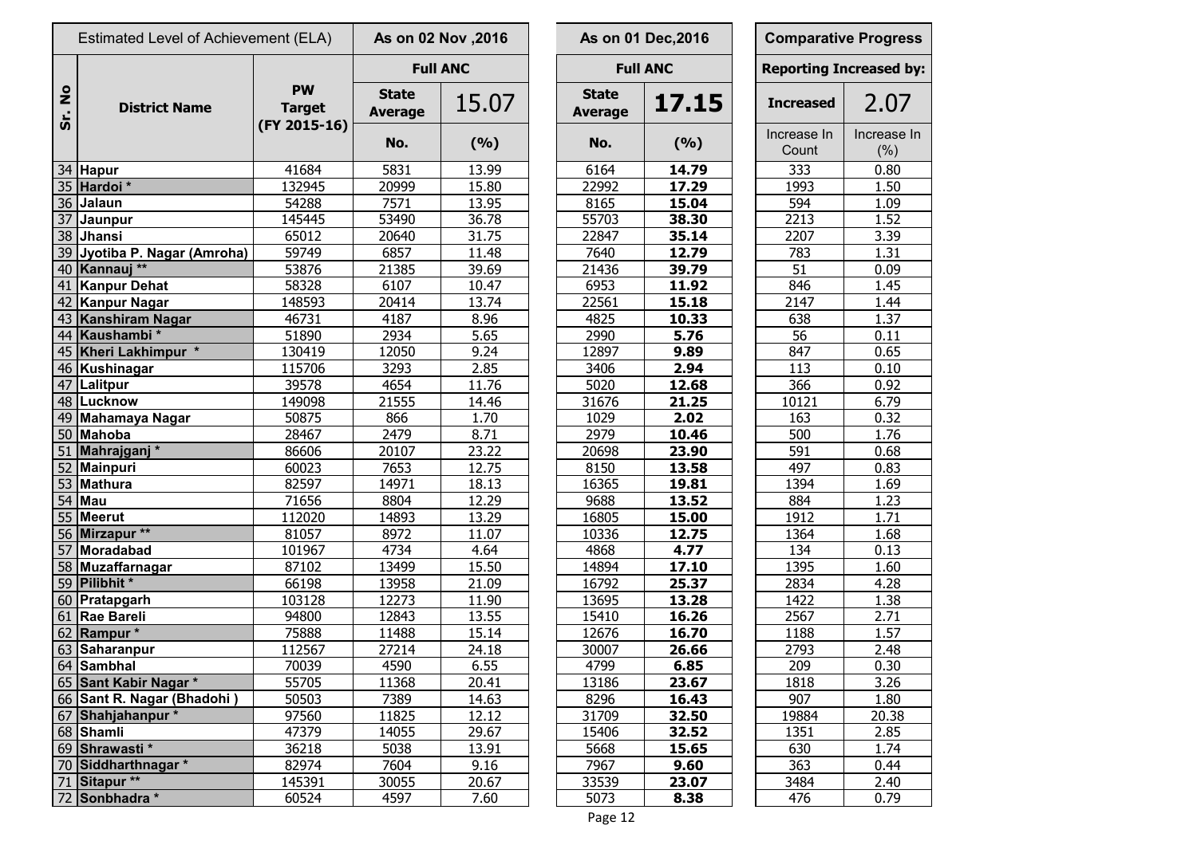| Sr. No | Estimated Level of Achievement (ELA) | | As on 02 Nov ,2016 | | As on 01 Dec,2016 | | Comparative Progress | |
|---|---|---|---|---|---|---|---|---|
| | District Name | PW Target (FY 2015-16) | Full ANC | | Full ANC | | Reporting Increased by: | |
| | | | State Average | 15.07 | State Average | **17.15** | Increased | 2.07 |
| | | | No. | (%) | No. | (%) | Increase In Count | Increase In (%) |
| 34 | Hapur | 41684 | 5831 | 13.99 | 6164 | **14.79** | 333 | 0.80 |
| 35 | Hardoi * | 132945 | 20999 | 15.80 | 22992 | **17.29** | 1993 | 1.50 |
| 36 | Jalaun | 54288 | 7571 | 13.95 | 8165 | **15.04** | 594 | 1.09 |
| 37 | Jaunpur | 145445 | 53490 | 36.78 | 55703 | **38.30** | 2213 | 1.52 |
| 38 | Jhansi | 65012 | 20640 | 31.75 | 22847 | **35.14** | 2207 | 3.39 |
| 39 | Jyotiba P. Nagar (Amroha) | 59749 | 6857 | 11.48 | 7640 | **12.79** | 783 | 1.31 |
| 40 | Kannauj ** | 53876 | 21385 | 39.69 | 21436 | **39.79** | 51 | 0.09 |
| 41 | Kanpur Dehat | 58328 | 6107 | 10.47 | 6953 | **11.92** | 846 | 1.45 |
| 42 | Kanpur Nagar | 148593 | 20414 | 13.74 | 22561 | **15.18** | 2147 | 1.44 |
| 43 | Kanshiram Nagar | 46731 | 4187 | 8.96 | 4825 | **10.33** | 638 | 1.37 |
| 44 | Kaushambi * | 51890 | 2934 | 5.65 | 2990 | **5.76** | 56 | 0.11 |
| 45 | Kheri Lakhimpur * | 130419 | 12050 | 9.24 | 12897 | **9.89** | 847 | 0.65 |
| 46 | Kushinagar | 115706 | 3293 | 2.85 | 3406 | **2.94** | 113 | 0.10 |
| 47 | Lalitpur | 39578 | 4654 | 11.76 | 5020 | **12.68** | 366 | 0.92 |
| 48 | Lucknow | 149098 | 21555 | 14.46 | 31676 | **21.25** | 10121 | 6.79 |
| 49 | Mahamaya Nagar | 50875 | 866 | 1.70 | 1029 | **2.02** | 163 | 0.32 |
| 50 | Mahoba | 28467 | 2479 | 8.71 | 2979 | **10.46** | 500 | 1.76 |
| 51 | Mahrajganj * | 86606 | 20107 | 23.22 | 20698 | **23.90** | 591 | 0.68 |
| 52 | Mainpuri | 60023 | 7653 | 12.75 | 8150 | **13.58** | 497 | 0.83 |
| 53 | Mathura | 82597 | 14971 | 18.13 | 16365 | **19.81** | 1394 | 1.69 |
| 54 | Mau | 71656 | 8804 | 12.29 | 9688 | **13.52** | 884 | 1.23 |
| 55 | Meerut | 112020 | 14893 | 13.29 | 16805 | **15.00** | 1912 | 1.71 |
| 56 | Mirzapur ** | 81057 | 8972 | 11.07 | 10336 | **12.75** | 1364 | 1.68 |
| 57 | Moradabad | 101967 | 4734 | 4.64 | 4868 | **4.77** | 134 | 0.13 |
| 58 | Muzaffarnagar | 87102 | 13499 | 15.50 | 14894 | **17.10** | 1395 | 1.60 |
| 59 | Pilibhit * | 66198 | 13958 | 21.09 | 16792 | **25.37** | 2834 | 4.28 |
| 60 | Pratapgarh | 103128 | 12273 | 11.90 | 13695 | **13.28** | 1422 | 1.38 |
| 61 | Rae Bareli | 94800 | 12843 | 13.55 | 15410 | **16.26** | 2567 | 2.71 |
| 62 | Rampur * | 75888 | 11488 | 15.14 | 12676 | **16.70** | 1188 | 1.57 |
| 63 | Saharanpur | 112567 | 27214 | 24.18 | 30007 | **26.66** | 2793 | 2.48 |
| 64 | Sambhal | 70039 | 4590 | 6.55 | 4799 | **6.85** | 209 | 0.30 |
| 65 | Sant Kabir Nagar * | 55705 | 11368 | 20.41 | 13186 | **23.67** | 1818 | 3.26 |
| 66 | Sant R. Nagar (Bhadohi ) | 50503 | 7389 | 14.63 | 8296 | **16.43** | 907 | 1.80 |
| 67 | Shahjahanpur * | 97560 | 11825 | 12.12 | 31709 | **32.50** | 19884 | 20.38 |
| 68 | Shamli | 47379 | 14055 | 29.67 | 15406 | **32.52** | 1351 | 2.85 |
| 69 | Shrawasti * | 36218 | 5038 | 13.91 | 5668 | **15.65** | 630 | 1.74 |
| 70 | Siddharthnagar * | 82974 | 7604 | 9.16 | 7967 | **9.60** | 363 | 0.44 |
| 71 | Sitapur ** | 145391 | 30055 | 20.67 | 33539 | **23.07** | 3484 | 2.40 |
| 72 | Sonbhadra * | 60524 | 4597 | 7.60 | 5073 | **8.38** | 476 | 0.79 |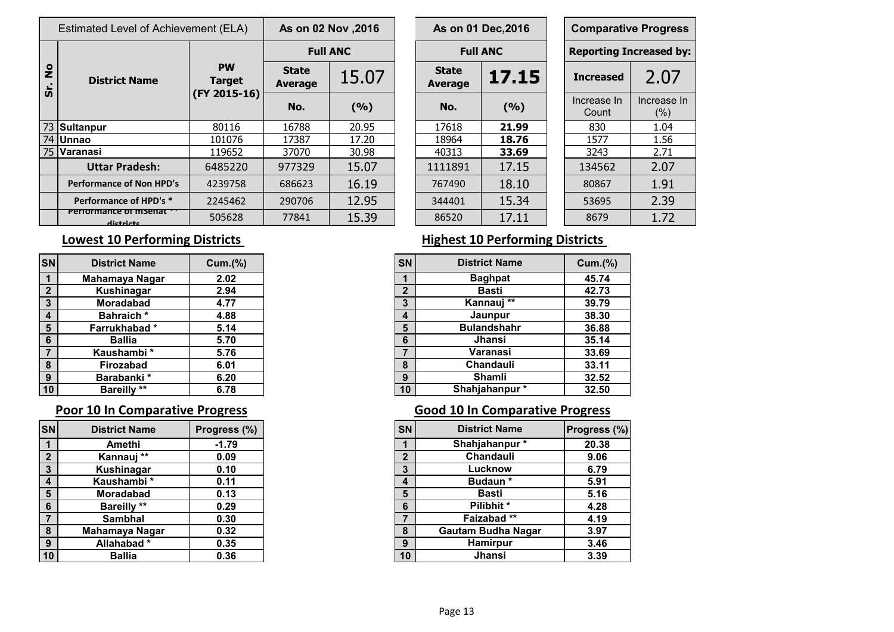| Sr. No | Estimated Level of Achievement (ELA) | | As on 02 Nov ,2016 | | As on 01 Dec,2016 | | Comparative Progress | |
|---|---|---|---|---|---|---|---|---|
| | | | Full ANC | | Full ANC | | Reporting Increased by: | |
| | District Name | PW Target (FY 2015-16) | State Average | 15.07 | State Average | **17.15** | Increased | 2.07 |
| | | | No. | (%) | No. | (%) | Increase In Count | Increase In (%) |
| 73 | **Sultanpur** | 80116 | 16788 | 20.95 | 17618 | **21.99** | 830 | 1.04 |
| 74 | **Unnao** | 101076 | 17387 | 17.20 | 18964 | **18.76** | 1577 | 1.56 |
| 75 | **Varanasi** | 119652 | 37070 | 30.98 | 40313 | **33.69** | 3243 | 2.71 |
| | **Uttar Pradesh:** | 6485220 | 977329 | 15.07 | 1111891 | 17.15 | 134562 | 2.07 |
| | **Performance of Non HPD's** | 4239758 | 686623 | 16.19 | 767490 | 18.10 | 80867 | 1.91 |
| | **Performance of HPD's *** | 2245462 | 290706 | 12.95 | 344401 | 15.34 | 53695 | 2.39 |
| | **Performance of mSehat ** districts** | 505628 | 77841 | 15.39 | 86520 | 17.11 | 8679 | 1.72 |

## Lowest 10 Performing Districts

| SN | District Name | Cum.(%) |
|---|---|---|
| 1 | Mahamaya Nagar | 2.02 |
| 2 | Kushinagar | 2.94 |
| 3 | Moradabad | 4.77 |
| 4 | Bahraich * | 4.88 |
| 5 | Farrukhabad * | 5.14 |
| 6 | Ballia | 5.70 |
| 7 | Kaushambi * | 5.76 |
| 8 | Firozabad | 6.01 |
| 9 | Barabanki * | 6.20 |
| 10 | Bareilly ** | 6.78 |

## Highest 10 Performing Districts

| SN | District Name | Cum.(%) |
|---|---|---|
| 1 | Baghpat | 45.74 |
| 2 | Basti | 42.73 |
| 3 | Kannauj ** | 39.79 |
| 4 | Jaunpur | 38.30 |
| 5 | Bulandshahr | 36.88 |
| 6 | Jhansi | 35.14 |
| 7 | Varanasi | 33.69 |
| 8 | Chandauli | 33.11 |
| 9 | Shamli | 32.52 |
| 10 | Shahjahanpur * | 32.50 |

## Poor 10 In Comparative Progress

| SN | District Name | Progress (%) |
|---|---|---|
| 1 | Amethi | -1.79 |
| 2 | Kannauj ** | 0.09 |
| 3 | Kushinagar | 0.10 |
| 4 | Kaushambi * | 0.11 |
| 5 | Moradabad | 0.13 |
| 6 | Bareilly ** | 0.29 |
| 7 | Sambhal | 0.30 |
| 8 | Mahamaya Nagar | 0.32 |
| 9 | Allahabad * | 0.35 |
| 10 | Ballia | 0.36 |

## Good 10 In Comparative Progress

| SN | District Name | Progress (%) |
|---|---|---|
| 1 | Shahjahanpur * | 20.38 |
| 2 | Chandauli | 9.06 |
| 3 | Lucknow | 6.79 |
| 4 | Budaun * | 5.91 |
| 5 | Basti | 5.16 |
| 6 | Pilibhit * | 4.28 |
| 7 | Faizabad ** | 4.19 |
| 8 | Gautam Budha Nagar | 3.97 |
| 9 | Hamirpur | 3.46 |
| 10 | Jhansi | 3.39 |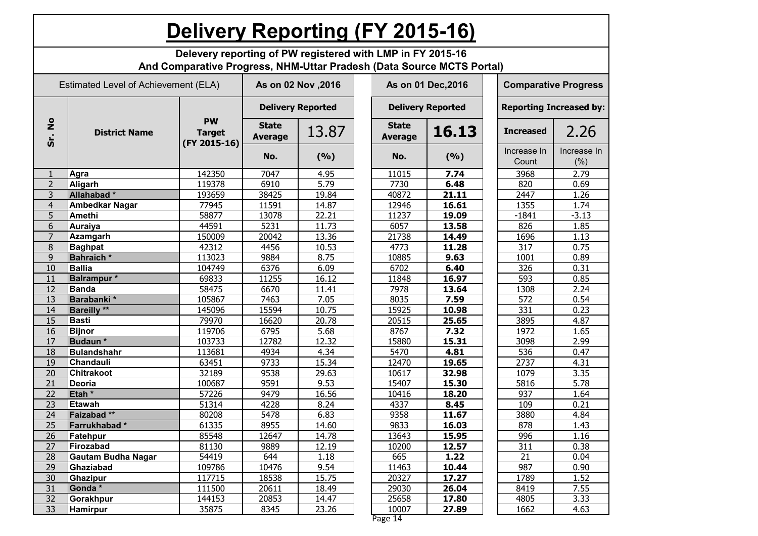# Delivery Reporting (FY 2015-16)

**Delevery reporting of PW registered with LMP in FY 2015-16**
**And Comparative Progress, NHM-Uttar Pradesh (Data Source MCTS Portal)**

| Estimated Level of Achievement (ELA) | | | As on 02 Nov ,2016 | | As on 01 Dec,2016 | | Comparative Progress | |
|---|---|---|---|---|---|---|---|---|
| | | | Delivery Reported | | Delivery Reported | | Reporting Increased by: | |
| Sr. No | District Name | PW Target (FY 2015-16) | State Average | 13.87 | State Average | **16.13** | Increased | 2.26 |
| | | | No. | (%) | No. | (%) | Increase In Count | Increase In (%) |
| 1 | Agra | 142350 | 7047 | 4.95 | 11015 | **7.74** | 3968 | 2.79 |
| 2 | Aligarh | 119378 | 6910 | 5.79 | 7730 | **6.48** | 820 | 0.69 |
| 3 | Allahabad * | 193659 | 38425 | 19.84 | 40872 | **21.11** | 2447 | 1.26 |
| 4 | Ambedkar Nagar | 77945 | 11591 | 14.87 | 12946 | **16.61** | 1355 | 1.74 |
| 5 | Amethi | 58877 | 13078 | 22.21 | 11237 | **19.09** | -1841 | -3.13 |
| 6 | Auraiya | 44591 | 5231 | 11.73 | 6057 | **13.58** | 826 | 1.85 |
| 7 | Azamgarh | 150009 | 20042 | 13.36 | 21738 | **14.49** | 1696 | 1.13 |
| 8 | Baghpat | 42312 | 4456 | 10.53 | 4773 | **11.28** | 317 | 0.75 |
| 9 | Bahraich * | 113023 | 9884 | 8.75 | 10885 | **9.63** | 1001 | 0.89 |
| 10 | Ballia | 104749 | 6376 | 6.09 | 6702 | **6.40** | 326 | 0.31 |
| 11 | Balrampur * | 69833 | 11255 | 16.12 | 11848 | **16.97** | 593 | 0.85 |
| 12 | Banda | 58475 | 6670 | 11.41 | 7978 | **13.64** | 1308 | 2.24 |
| 13 | Barabanki * | 105867 | 7463 | 7.05 | 8035 | **7.59** | 572 | 0.54 |
| 14 | Bareilly ** | 145096 | 15594 | 10.75 | 15925 | **10.98** | 331 | 0.23 |
| 15 | Basti | 79970 | 16620 | 20.78 | 20515 | **25.65** | 3895 | 4.87 |
| 16 | Bijnor | 119706 | 6795 | 5.68 | 8767 | **7.32** | 1972 | 1.65 |
| 17 | Budaun * | 103733 | 12782 | 12.32 | 15880 | **15.31** | 3098 | 2.99 |
| 18 | Bulandshahr | 113681 | 4934 | 4.34 | 5470 | **4.81** | 536 | 0.47 |
| 19 | Chandauli | 63451 | 9733 | 15.34 | 12470 | **19.65** | 2737 | 4.31 |
| 20 | Chitrakoot | 32189 | 9538 | 29.63 | 10617 | **32.98** | 1079 | 3.35 |
| 21 | Deoria | 100687 | 9591 | 9.53 | 15407 | **15.30** | 5816 | 5.78 |
| 22 | Etah * | 57226 | 9479 | 16.56 | 10416 | **18.20** | 937 | 1.64 |
| 23 | Etawah | 51314 | 4228 | 8.24 | 4337 | **8.45** | 109 | 0.21 |
| 24 | Faizabad ** | 80208 | 5478 | 6.83 | 9358 | **11.67** | 3880 | 4.84 |
| 25 | Farrukhabad * | 61335 | 8955 | 14.60 | 9833 | **16.03** | 878 | 1.43 |
| 26 | Fatehpur | 85548 | 12647 | 14.78 | 13643 | **15.95** | 996 | 1.16 |
| 27 | Firozabad | 81130 | 9889 | 12.19 | 10200 | **12.57** | 311 | 0.38 |
| 28 | Gautam Budha Nagar | 54419 | 644 | 1.18 | 665 | **1.22** | 21 | 0.04 |
| 29 | Ghaziabad | 109786 | 10476 | 9.54 | 11463 | **10.44** | 987 | 0.90 |
| 30 | Ghazipur | 117715 | 18538 | 15.75 | 20327 | **17.27** | 1789 | 1.52 |
| 31 | Gonda * | 111500 | 20611 | 18.49 | 29030 | **26.04** | 8419 | 7.55 |
| 32 | Gorakhpur | 144153 | 20853 | 14.47 | 25658 | **17.80** | 4805 | 3.33 |
| 33 | Hamirpur | 35875 | 8345 | 23.26 | 10007 | **27.89** | 1662 | 4.63 |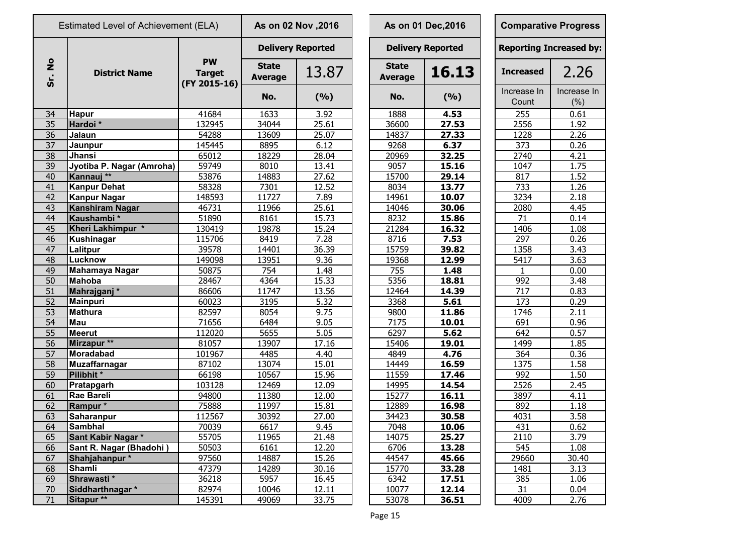| Estimated Level of Achievement (ELA) | | | As on 02 Nov ,2016 | | As on 01 Dec,2016 | | Comparative Progress | |
|---|---|---|---|---|---|---|---|---|
| Sr. No | District Name | PW Target (FY 2015-16) | Delivery Reported | | Delivery Reported | | Reporting Increased by: | |
| | | | State Average | 13.87 | State Average | **16.13** | **Increased** | 2.26 |
| | | | No. | (%) | No. | (%) | Increase In Count | Increase In (%) |
| 34 | **Hapur** | 41684 | 1633 | 3.92 | 1888 | **4.53** | 255 | 0.61 |
| 35 | **Hardoi ***| 132945 | 34044 | 25.61 | 36600 | **27.53** | 2556 | 1.92 |
| 36 | **Jalaun** | 54288 | 13609 | 25.07 | 14837 | **27.33** | 1228 | 2.26 |
| 37 | **Jaunpur** | 145445 | 8895 | 6.12 | 9268 | **6.37** | 373 | 0.26 |
| 38 | **Jhansi** | 65012 | 18229 | 28.04 | 20969 | **32.25** | 2740 | 4.21 |
| 39 | **Jyotiba P. Nagar (Amroha)** | 59749 | 8010 | 13.41 | 9057 | **15.16** | 1047 | 1.75 |
| 40 | **Kannauj ****| 53876 | 14883 | 27.62 | 15700 | **29.14** | 817 | 1.52 |
| 41 | **Kanpur Dehat** | 58328 | 7301 | 12.52 | 8034 | **13.77** | 733 | 1.26 |
| 42 | **Kanpur Nagar** | 148593 | 11727 | 7.89 | 14961 | **10.07** | 3234 | 2.18 |
| 43 | **Kanshiram Nagar** | 46731 | 11966 | 25.61 | 14046 | **30.06** | 2080 | 4.45 |
| 44 | **Kaushambi ***| 51890 | 8161 | 15.73 | 8232 | **15.86** | 71 | 0.14 |
| 45 | **Kheri Lakhimpur ***| 130419 | 19878 | 15.24 | 21284 | **16.32** | 1406 | 1.08 |
| 46 | **Kushinagar** | 115706 | 8419 | 7.28 | 8716 | **7.53** | 297 | 0.26 |
| 47 | **Lalitpur** | 39578 | 14401 | 36.39 | 15759 | **39.82** | 1358 | 3.43 |
| 48 | **Lucknow** | 149098 | 13951 | 9.36 | 19368 | **12.99** | 5417 | 3.63 |
| 49 | **Mahamaya Nagar** | 50875 | 754 | 1.48 | 755 | **1.48** | 1 | 0.00 |
| 50 | **Mahoba** | 28467 | 4364 | 15.33 | 5356 | **18.81** | 992 | 3.48 |
| 51 | **Mahrajganj ***| 86606 | 11747 | 13.56 | 12464 | **14.39** | 717 | 0.83 |
| 52 | **Mainpuri** | 60023 | 3195 | 5.32 | 3368 | **5.61** | 173 | 0.29 |
| 53 | **Mathura** | 82597 | 8054 | 9.75 | 9800 | **11.86** | 1746 | 2.11 |
| 54 | **Mau** | 71656 | 6484 | 9.05 | 7175 | **10.01** | 691 | 0.96 |
| 55 | **Meerut** | 112020 | 5655 | 5.05 | 6297 | **5.62** | 642 | 0.57 |
| 56 | **Mirzapur ****| 81057 | 13907 | 17.16 | 15406 | **19.01** | 1499 | 1.85 |
| 57 | **Moradabad** | 101967 | 4485 | 4.40 | 4849 | **4.76** | 364 | 0.36 |
| 58 | **Muzaffarnagar** | 87102 | 13074 | 15.01 | 14449 | **16.59** | 1375 | 1.58 |
| 59 | **Pilibhit ***| 66198 | 10567 | 15.96 | 11559 | **17.46** | 992 | 1.50 |
| 60 | **Pratapgarh** | 103128 | 12469 | 12.09 | 14995 | **14.54** | 2526 | 2.45 |
| 61 | **Rae Bareli** | 94800 | 11380 | 12.00 | 15277 | **16.11** | 3897 | 4.11 |
| 62 | **Rampur ***| 75888 | 11997 | 15.81 | 12889 | **16.98** | 892 | 1.18 |
| 63 | **Saharanpur** | 112567 | 30392 | 27.00 | 34423 | **30.58** | 4031 | 3.58 |
| 64 | **Sambhal** | 70039 | 6617 | 9.45 | 7048 | **10.06** | 431 | 0.62 |
| 65 | **Sant Kabir Nagar ***| 55705 | 11965 | 21.48 | 14075 | **25.27** | 2110 | 3.79 |
| 66 | **Sant R. Nagar (Bhadohi )** | 50503 | 6161 | 12.20 | 6706 | **13.28** | 545 | 1.08 |
| 67 | **Shahjahanpur ***| 97560 | 14887 | 15.26 | 44547 | **45.66** | 29660 | 30.40 |
| 68 | **Shamli** | 47379 | 14289 | 30.16 | 15770 | **33.28** | 1481 | 3.13 |
| 69 | **Shrawasti ***| 36218 | 5957 | 16.45 | 6342 | **17.51** | 385 | 1.06 |
| 70 | **Siddharthnagar ***| 82974 | 10046 | 12.11 | 10077 | **12.14** | 31 | 0.04 |
| 71 | **Sitapur ****| 145391 | 49069 | 33.75 | 53078 | **36.51** | 4009 | 2.76 |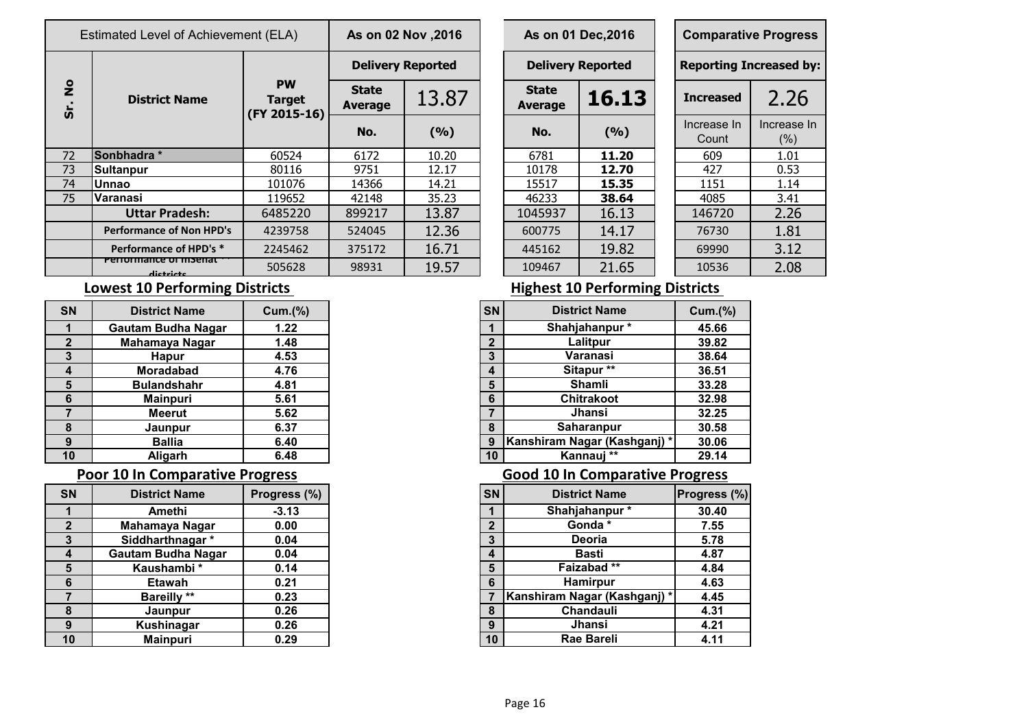| Sr. No | Estimated Level of Achievement (ELA) | | As on 02 Nov ,2016 | | As on 01 Dec,2016 | | Comparative Progress | |
|---|---|---|---|---|---|---|---|---|
| | District Name | PW Target (FY 2015-16) | Delivery Reported | | Delivery Reported | | Reporting Increased by: | |
| | | | State Average | 13.87 | State Average | **16.13** | **Increased** | 2.26 |
| | | | No. | (%) | No. | (%) | Increase In Count | Increase In (%) |
| 72 | **Sonbhadra *** | 60524 | 6172 | 10.20 | 6781 | **11.20** | 609 | 1.01 |
| 73 | **Sultanpur** | 80116 | 9751 | 12.17 | 10178 | **12.70** | 427 | 0.53 |
| 74 | **Unnao** | 101076 | 14366 | 14.21 | 15517 | **15.35** | 1151 | 1.14 |
| 75 | **Varanasi** | 119652 | 42148 | 35.23 | 46233 | **38.64** | 4085 | 3.41 |
| | **Uttar Pradesh:** | 6485220 | 899217 | 13.87 | 1045937 | 16.13 | 146720 | 2.26 |
| | **Performance of Non HPD's** | 4239758 | 524045 | 12.36 | 600775 | 14.17 | 76730 | 1.81 |
| | **Performance of HPD's *** | 2245462 | 375172 | 16.71 | 445162 | 19.82 | 69990 | 3.12 |
| | **Performance of Insenat ** districts** | 505628 | 98931 | 19.57 | 109467 | 21.65 | 10536 | 2.08 |

## Lowest 10 Performing Districts

| SN | District Name | Cum.(%) |
|---|---|---|
| 1 | Gautam Budha Nagar | 1.22 |
| 2 | Mahamaya Nagar | 1.48 |
| 3 | Hapur | 4.53 |
| 4 | Moradabad | 4.76 |
| 5 | Bulandshahr | 4.81 |
| 6 | Mainpuri | 5.61 |
| 7 | Meerut | 5.62 |
| 8 | Jaunpur | 6.37 |
| 9 | Ballia | 6.40 |
| 10 | Aligarh | 6.48 |

## Highest 10 Performing Districts

| SN | District Name | Cum.(%) |
|---|---|---|
| 1 | Shahjahanpur * | 45.66 |
| 2 | Lalitpur | 39.82 |
| 3 | Varanasi | 38.64 |
| 4 | Sitapur ** | 36.51 |
| 5 | Shamli | 33.28 |
| 6 | Chitrakoot | 32.98 |
| 7 | Jhansi | 32.25 |
| 8 | Saharanpur | 30.58 |
| 9 | Kanshiram Nagar (Kashganj) * | 30.06 |
| 10 | Kannauj ** | 29.14 |

## Poor 10 In Comparative Progress

| SN | District Name | Progress (%) |
|---|---|---|
| 1 | Amethi | -3.13 |
| 2 | Mahamaya Nagar | 0.00 |
| 3 | Siddharthnagar * | 0.04 |
| 4 | Gautam Budha Nagar | 0.04 |
| 5 | Kaushambi * | 0.14 |
| 6 | Etawah | 0.21 |
| 7 | Bareilly ** | 0.23 |
| 8 | Jaunpur | 0.26 |
| 9 | Kushinagar | 0.26 |
| 10 | Mainpuri | 0.29 |

## Good 10 In Comparative Progress

| SN | District Name | Progress (%) |
|---|---|---|
| 1 | Shahjahanpur * | 30.40 |
| 2 | Gonda * | 7.55 |
| 3 | Deoria | 5.78 |
| 4 | Basti | 4.87 |
| 5 | Faizabad ** | 4.84 |
| 6 | Hamirpur | 4.63 |
| 7 | Kanshiram Nagar (Kashganj) * | 4.45 |
| 8 | Chandauli | 4.31 |
| 9 | Jhansi | 4.21 |
| 10 | Rae Bareli | 4.11 |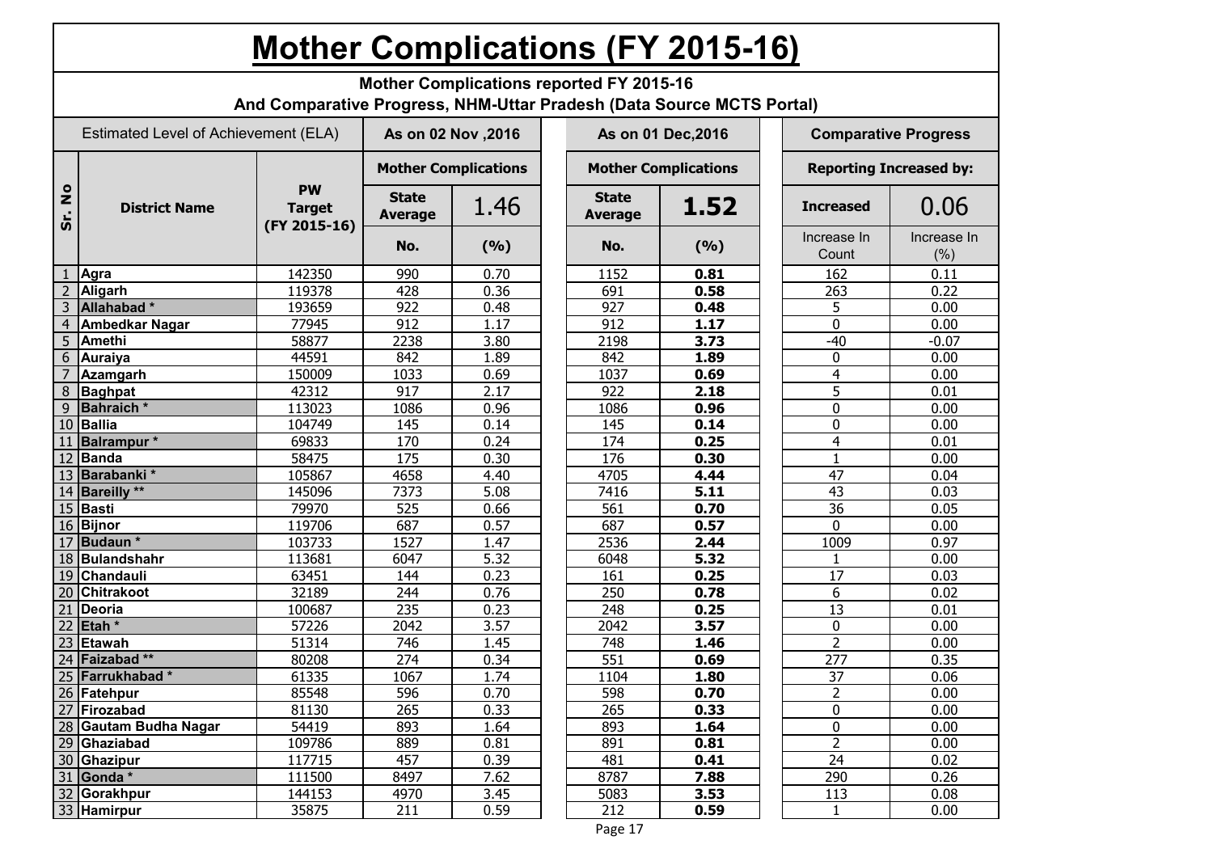# Mother Complications (FY 2015-16)

**Mother Complications reported FY 2015-16**
**And Comparative Progress, NHM-Uttar Pradesh (Data Source MCTS Portal)**

| Estimated Level of Achievement (ELA) | | | As on 02 Nov ,2016 | | As on 01 Dec,2016 | | Comparative Progress | |
|---|---|---|---|---|---|---|---|---|
| Sr. No | District Name | PW Target (FY 2015-16) | Mother Complications | | Mother Complications | | Reporting Increased by: | |
| | | | State Average | 1.46 | State Average | **1.52** | Increased | 0.06 |
| | | | No. | (%) | No. | (%) | Increase In Count | Increase In (%) |
| 1 | Agra | 142350 | 990 | 0.70 | 1152 | **0.81** | 162 | 0.11 |
| 2 | Aligarh | 119378 | 428 | 0.36 | 691 | **0.58** | 263 | 0.22 |
| 3 | Allahabad * | 193659 | 922 | 0.48 | 927 | **0.48** | 5 | 0.00 |
| 4 | Ambedkar Nagar | 77945 | 912 | 1.17 | 912 | **1.17** | 0 | 0.00 |
| 5 | Amethi | 58877 | 2238 | 3.80 | 2198 | **3.73** | -40 | -0.07 |
| 6 | Auraiya | 44591 | 842 | 1.89 | 842 | **1.89** | 0 | 0.00 |
| 7 | Azamgarh | 150009 | 1033 | 0.69 | 1037 | **0.69** | 4 | 0.00 |
| 8 | Baghpat | 42312 | 917 | 2.17 | 922 | **2.18** | 5 | 0.01 |
| 9 | Bahraich * | 113023 | 1086 | 0.96 | 1086 | **0.96** | 0 | 0.00 |
| 10 | Ballia | 104749 | 145 | 0.14 | 145 | **0.14** | 0 | 0.00 |
| 11 | Balrampur * | 69833 | 170 | 0.24 | 174 | **0.25** | 4 | 0.01 |
| 12 | Banda | 58475 | 175 | 0.30 | 176 | **0.30** | 1 | 0.00 |
| 13 | Barabanki * | 105867 | 4658 | 4.40 | 4705 | **4.44** | 47 | 0.04 |
| 14 | Bareilly ** | 145096 | 7373 | 5.08 | 7416 | **5.11** | 43 | 0.03 |
| 15 | Basti | 79970 | 525 | 0.66 | 561 | **0.70** | 36 | 0.05 |
| 16 | Bijnor | 119706 | 687 | 0.57 | 687 | **0.57** | 0 | 0.00 |
| 17 | Budaun * | 103733 | 1527 | 1.47 | 2536 | **2.44** | 1009 | 0.97 |
| 18 | Bulandshahr | 113681 | 6047 | 5.32 | 6048 | **5.32** | 1 | 0.00 |
| 19 | Chandauli | 63451 | 144 | 0.23 | 161 | **0.25** | 17 | 0.03 |
| 20 | Chitrakoot | 32189 | 244 | 0.76 | 250 | **0.78** | 6 | 0.02 |
| 21 | Deoria | 100687 | 235 | 0.23 | 248 | **0.25** | 13 | 0.01 |
| 22 | Etah * | 57226 | 2042 | 3.57 | 2042 | **3.57** | 0 | 0.00 |
| 23 | Etawah | 51314 | 746 | 1.45 | 748 | **1.46** | 2 | 0.00 |
| 24 | Faizabad ** | 80208 | 274 | 0.34 | 551 | **0.69** | 277 | 0.35 |
| 25 | Farrukhabad * | 61335 | 1067 | 1.74 | 1104 | **1.80** | 37 | 0.06 |
| 26 | Fatehpur | 85548 | 596 | 0.70 | 598 | **0.70** | 2 | 0.00 |
| 27 | Firozabad | 81130 | 265 | 0.33 | 265 | **0.33** | 0 | 0.00 |
| 28 | Gautam Budha Nagar | 54419 | 893 | 1.64 | 893 | **1.64** | 0 | 0.00 |
| 29 | Ghaziabad | 109786 | 889 | 0.81 | 891 | **0.81** | 2 | 0.00 |
| 30 | Ghazipur | 117715 | 457 | 0.39 | 481 | **0.41** | 24 | 0.02 |
| 31 | Gonda * | 111500 | 8497 | 7.62 | 8787 | **7.88** | 290 | 0.26 |
| 32 | Gorakhpur | 144153 | 4970 | 3.45 | 5083 | **3.53** | 113 | 0.08 |
| 33 | Hamirpur | 35875 | 211 | 0.59 | 212 | **0.59** | 1 | 0.00 |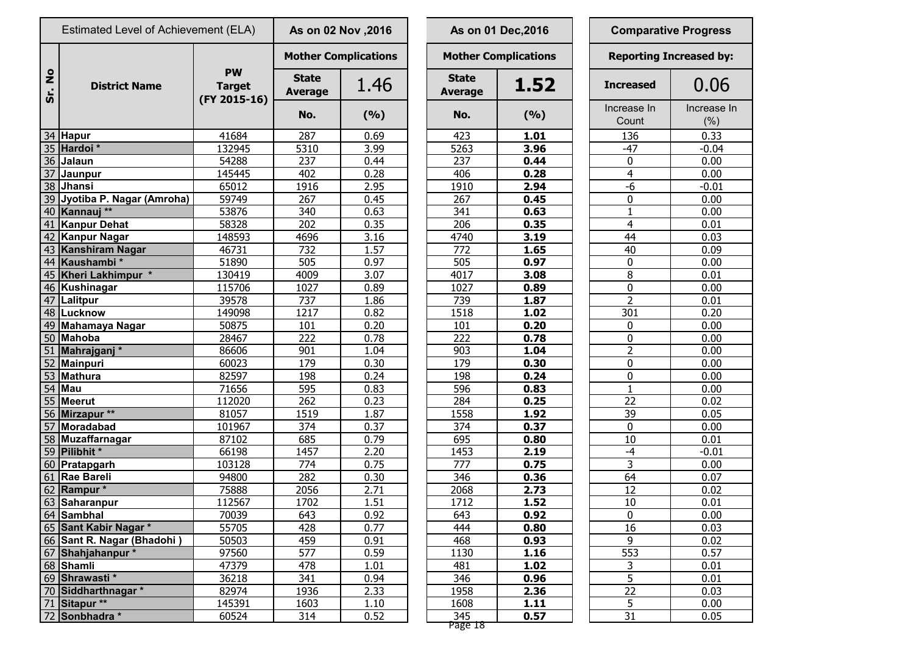| Sr. No | Estimated Level of Achievement (ELA) District Name | PW Target (FY 2015-16) | As on 02 Nov ,2016 Mother Complications State Average 1.46 No. | (%) | As on 01 Dec,2016 Mother Complications State Average **1.52** No. | (%) | Comparative Progress Reporting Increased by: Increased 0.06 Increase In Count | Increase In (%) |
|---|---|---|---|---|---|---|---|---|
| 34 | Hapur | 41684 | 287 | 0.69 | 423 | **1.01** | 136 | 0.33 |
| 35 | Hardoi * | 132945 | 5310 | 3.99 | 5263 | **3.96** | -47 | -0.04 |
| 36 | Jalaun | 54288 | 237 | 0.44 | 237 | **0.44** | 0 | 0.00 |
| 37 | Jaunpur | 145445 | 402 | 0.28 | 406 | **0.28** | 4 | 0.00 |
| 38 | Jhansi | 65012 | 1916 | 2.95 | 1910 | **2.94** | -6 | -0.01 |
| 39 | Jyotiba P. Nagar (Amroha) | 59749 | 267 | 0.45 | 267 | **0.45** | 0 | 0.00 |
| 40 | Kannauj ** | 53876 | 340 | 0.63 | 341 | **0.63** | 1 | 0.00 |
| 41 | Kanpur Dehat | 58328 | 202 | 0.35 | 206 | **0.35** | 4 | 0.01 |
| 42 | Kanpur Nagar | 148593 | 4696 | 3.16 | 4740 | **3.19** | 44 | 0.03 |
| 43 | Kanshiram Nagar | 46731 | 732 | 1.57 | 772 | **1.65** | 40 | 0.09 |
| 44 | Kaushambi * | 51890 | 505 | 0.97 | 505 | **0.97** | 0 | 0.00 |
| 45 | Kheri Lakhimpur * | 130419 | 4009 | 3.07 | 4017 | **3.08** | 8 | 0.01 |
| 46 | Kushinagar | 115706 | 1027 | 0.89 | 1027 | **0.89** | 0 | 0.00 |
| 47 | Lalitpur | 39578 | 737 | 1.86 | 739 | **1.87** | 2 | 0.01 |
| 48 | Lucknow | 149098 | 1217 | 0.82 | 1518 | **1.02** | 301 | 0.20 |
| 49 | Mahamaya Nagar | 50875 | 101 | 0.20 | 101 | **0.20** | 0 | 0.00 |
| 50 | Mahoba | 28467 | 222 | 0.78 | 222 | **0.78** | 0 | 0.00 |
| 51 | Mahrajganj * | 86606 | 901 | 1.04 | 903 | **1.04** | 2 | 0.00 |
| 52 | Mainpuri | 60023 | 179 | 0.30 | 179 | **0.30** | 0 | 0.00 |
| 53 | Mathura | 82597 | 198 | 0.24 | 198 | **0.24** | 0 | 0.00 |
| 54 | Mau | 71656 | 595 | 0.83 | 596 | **0.83** | 1 | 0.00 |
| 55 | Meerut | 112020 | 262 | 0.23 | 284 | **0.25** | 22 | 0.02 |
| 56 | Mirzapur ** | 81057 | 1519 | 1.87 | 1558 | **1.92** | 39 | 0.05 |
| 57 | Moradabad | 101967 | 374 | 0.37 | 374 | **0.37** | 0 | 0.00 |
| 58 | Muzaffarnagar | 87102 | 685 | 0.79 | 695 | **0.80** | 10 | 0.01 |
| 59 | Pilibhit * | 66198 | 1457 | 2.20 | 1453 | **2.19** | -4 | -0.01 |
| 60 | Pratapgarh | 103128 | 774 | 0.75 | 777 | **0.75** | 3 | 0.00 |
| 61 | Rae Bareli | 94800 | 282 | 0.30 | 346 | **0.36** | 64 | 0.07 |
| 62 | Rampur * | 75888 | 2056 | 2.71 | 2068 | **2.73** | 12 | 0.02 |
| 63 | Saharanpur | 112567 | 1702 | 1.51 | 1712 | **1.52** | 10 | 0.01 |
| 64 | Sambhal | 70039 | 643 | 0.92 | 643 | **0.92** | 0 | 0.00 |
| 65 | Sant Kabir Nagar * | 55705 | 428 | 0.77 | 444 | **0.80** | 16 | 0.03 |
| 66 | Sant R. Nagar (Bhadohi ) | 50503 | 459 | 0.91 | 468 | **0.93** | 9 | 0.02 |
| 67 | Shahjahanpur * | 97560 | 577 | 0.59 | 1130 | **1.16** | 553 | 0.57 |
| 68 | Shamli | 47379 | 478 | 1.01 | 481 | **1.02** | 3 | 0.01 |
| 69 | Shrawasti * | 36218 | 341 | 0.94 | 346 | **0.96** | 5 | 0.01 |
| 70 | Siddharthnagar * | 82974 | 1936 | 2.33 | 1958 | **2.36** | 22 | 0.03 |
| 71 | Sitapur ** | 145391 | 1603 | 1.10 | 1608 | **1.11** | 5 | 0.00 |
| 72 | Sonbhadra * | 60524 | 314 | 0.52 | 345 | **0.57** | 31 | 0.05 |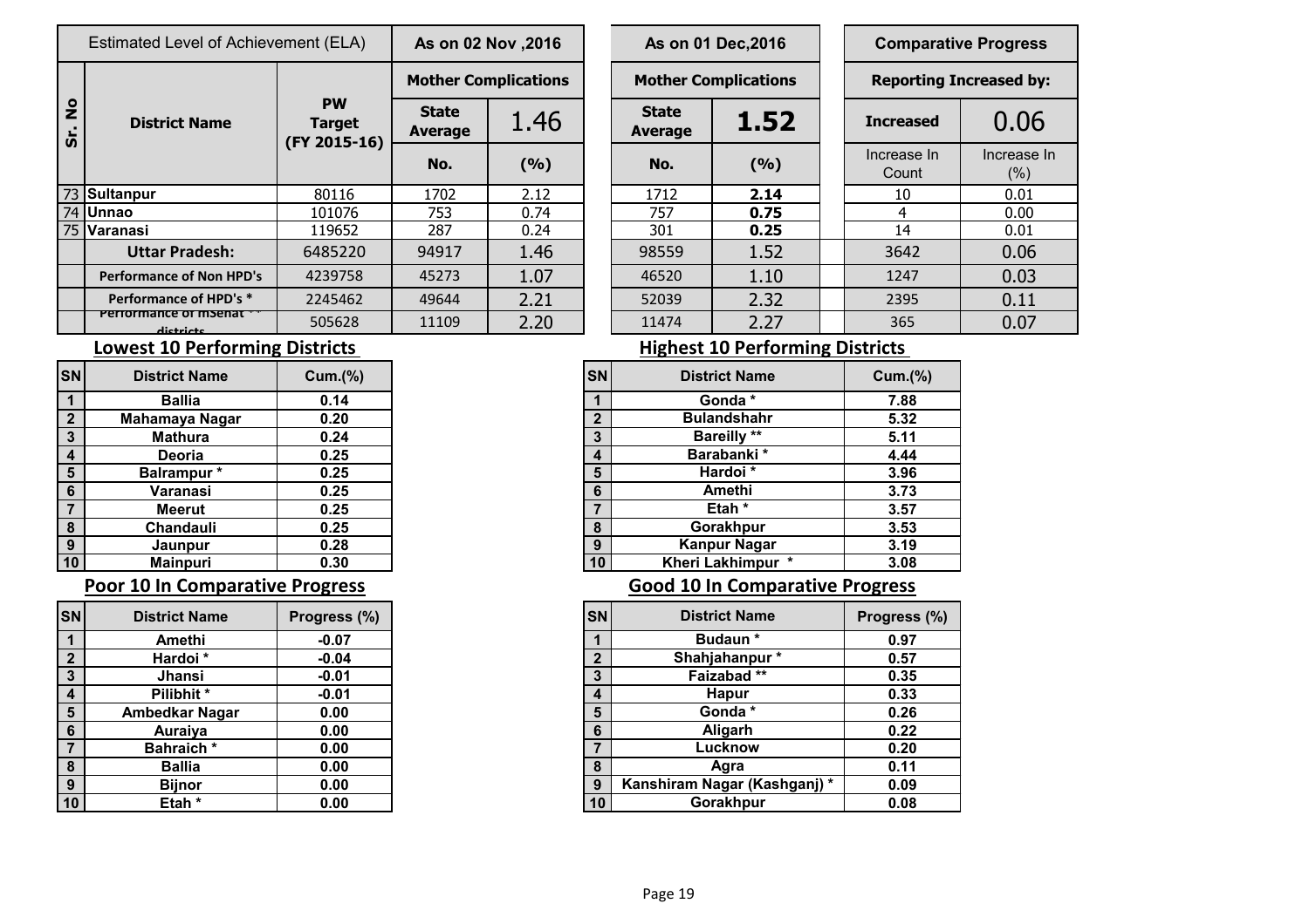| Sr. No | Estimated Level of Achievement (ELA) | | As on 02 Nov ,2016 | | As on 01 Dec,2016 | | Comparative Progress | |
|---|---|---|---|---|---|---|---|---|
| | District Name | PW Target (FY 2015-16) | Mother Complications | | Mother Complications | | Reporting Increased by: | |
| | | | State Average | 1.46 | State Average | **1.52** | Increased | 0.06 |
| | | | No. | (%) | No. | (%) | Increase In Count | Increase In (%) |
| 73 | **Sultanpur** | 80116 | 1702 | 2.12 | 1712 | **2.14** | 10 | 0.01 |
| 74 | **Unnao** | 101076 | 753 | 0.74 | 757 | **0.75** | 4 | 0.00 |
| 75 | **Varanasi** | 119652 | 287 | 0.24 | 301 | **0.25** | 14 | 0.01 |
| | **Uttar Pradesh:** | 6485220 | 94917 | 1.46 | 98559 | 1.52 | 3642 | 0.06 |
| | **Performance of Non HPD's** | 4239758 | 45273 | 1.07 | 46520 | 1.10 | 1247 | 0.03 |
| | **Performance of HPD's *** | 2245462 | 49644 | 2.21 | 52039 | 2.32 | 2395 | 0.11 |
| | **Performance of mSehat ** districts** | 505628 | 11109 | 2.20 | 11474 | 2.27 | 365 | 0.07 |

## Lowest 10 Performing Districts

| SN | District Name | Cum.(%) |
|---|---|---|
| 1 | Ballia | 0.14 |
| 2 | Mahamaya Nagar | 0.20 |
| 3 | Mathura | 0.24 |
| 4 | Deoria | 0.25 |
| 5 | Balrampur * | 0.25 |
| 6 | Varanasi | 0.25 |
| 7 | Meerut | 0.25 |
| 8 | Chandauli | 0.25 |
| 9 | Jaunpur | 0.28 |
| 10 | Mainpuri | 0.30 |

## Highest 10 Performing Districts

| SN | District Name | Cum.(%) |
|---|---|---|
| 1 | Gonda * | 7.88 |
| 2 | Bulandshahr | 5.32 |
| 3 | Bareilly ** | 5.11 |
| 4 | Barabanki * | 4.44 |
| 5 | Hardoi * | 3.96 |
| 6 | Amethi | 3.73 |
| 7 | Etah * | 3.57 |
| 8 | Gorakhpur | 3.53 |
| 9 | Kanpur Nagar | 3.19 |
| 10 | Kheri Lakhimpur * | 3.08 |

## Poor 10 In Comparative Progress

| SN | District Name | Progress (%) |
|---|---|---|
| 1 | Amethi | -0.07 |
| 2 | Hardoi * | -0.04 |
| 3 | Jhansi | -0.01 |
| 4 | Pilibhit * | -0.01 |
| 5 | Ambedkar Nagar | 0.00 |
| 6 | Auraiya | 0.00 |
| 7 | Bahraich * | 0.00 |
| 8 | Ballia | 0.00 |
| 9 | Bijnor | 0.00 |
| 10 | Etah * | 0.00 |

## Good 10 In Comparative Progress

| SN | District Name | Progress (%) |
|---|---|---|
| 1 | Budaun * | 0.97 |
| 2 | Shahjahanpur * | 0.57 |
| 3 | Faizabad ** | 0.35 |
| 4 | Hapur | 0.33 |
| 5 | Gonda * | 0.26 |
| 6 | Aligarh | 0.22 |
| 7 | Lucknow | 0.20 |
| 8 | Agra | 0.11 |
| 9 | Kanshiram Nagar (Kashganj) * | 0.09 |
| 10 | Gorakhpur | 0.08 |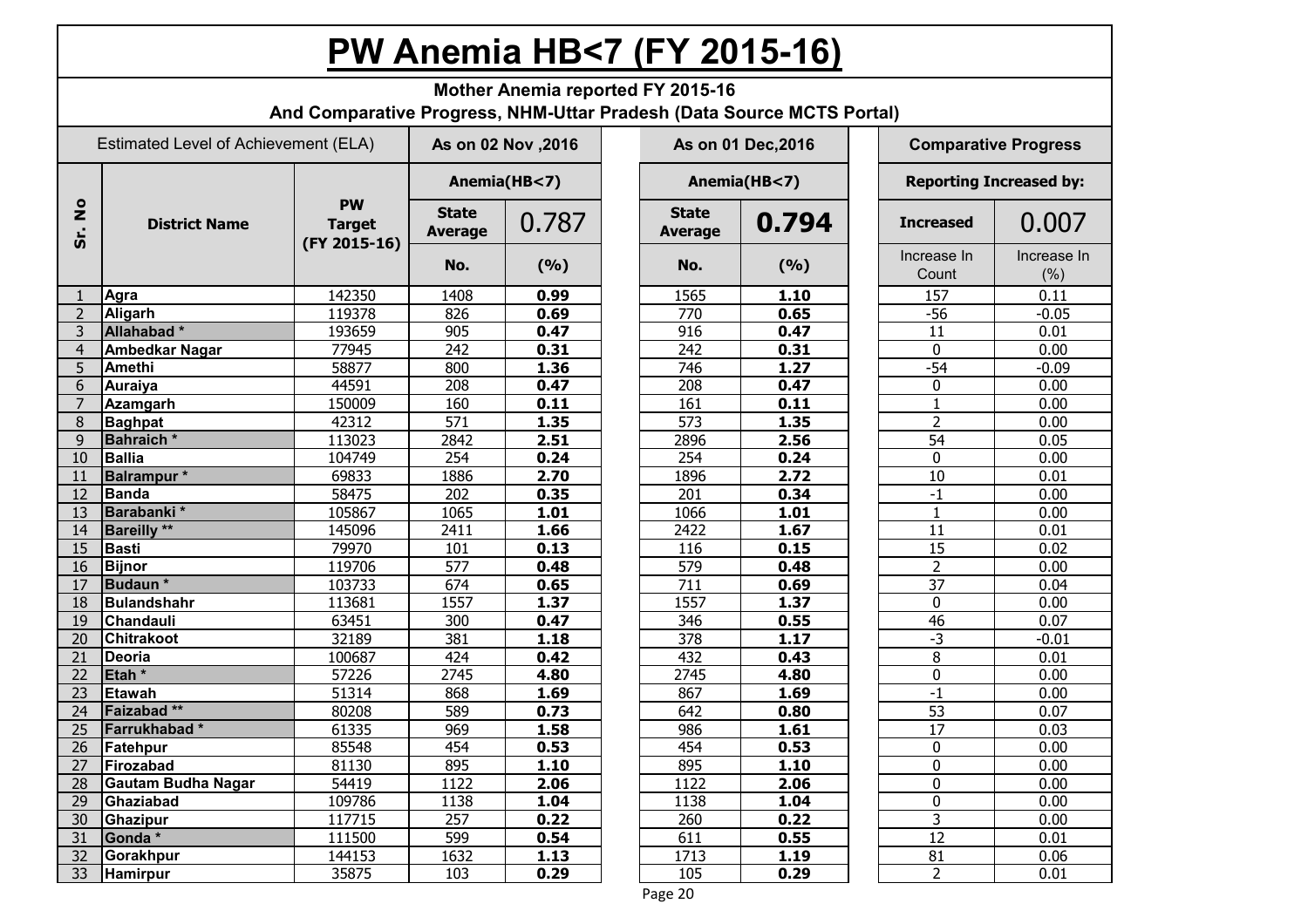# PW Anemia HB<7 (FY 2015-16)

**Mother Anemia reported FY 2015-16**
**And Comparative Progress, NHM-Uttar Pradesh (Data Source MCTS Portal)**

| Estimated Level of Achievement (ELA) | | | As on 02 Nov ,2016 | | As on 01 Dec,2016 | | Comparative Progress | |
|---|---|---|---|---|---|---|---|---|
| | | | Anemia(HB<7) | | Anemia(HB<7) | | Reporting Increased by: | |
| Sr. No | District Name | PW Target (FY 2015-16) | State Average | 0.787 | State Average | **0.794** | Increased | 0.007 |
| | | | No. | (%) | No. | (%) | Increase In Count | Increase In (%) |
| 1 | Agra | 142350 | 1408 | **0.99** | 1565 | **1.10** | 157 | 0.11 |
| 2 | Aligarh | 119378 | 826 | **0.69** | 770 | **0.65** | -56 | -0.05 |
| 3 | Allahabad * | 193659 | 905 | **0.47** | 916 | **0.47** | 11 | 0.01 |
| 4 | Ambedkar Nagar | 77945 | 242 | **0.31** | 242 | **0.31** | 0 | 0.00 |
| 5 | Amethi | 58877 | 800 | **1.36** | 746 | **1.27** | -54 | -0.09 |
| 6 | Auraiya | 44591 | 208 | **0.47** | 208 | **0.47** | 0 | 0.00 |
| 7 | Azamgarh | 150009 | 160 | **0.11** | 161 | **0.11** | 1 | 0.00 |
| 8 | Baghpat | 42312 | 571 | **1.35** | 573 | **1.35** | 2 | 0.00 |
| 9 | Bahraich * | 113023 | 2842 | **2.51** | 2896 | **2.56** | 54 | 0.05 |
| 10 | Ballia | 104749 | 254 | **0.24** | 254 | **0.24** | 0 | 0.00 |
| 11 | Balrampur * | 69833 | 1886 | **2.70** | 1896 | **2.72** | 10 | 0.01 |
| 12 | Banda | 58475 | 202 | **0.35** | 201 | **0.34** | -1 | 0.00 |
| 13 | Barabanki * | 105867 | 1065 | **1.01** | 1066 | **1.01** | 1 | 0.00 |
| 14 | Bareilly ** | 145096 | 2411 | **1.66** | 2422 | **1.67** | 11 | 0.01 |
| 15 | Basti | 79970 | 101 | **0.13** | 116 | **0.15** | 15 | 0.02 |
| 16 | Bijnor | 119706 | 577 | **0.48** | 579 | **0.48** | 2 | 0.00 |
| 17 | Budaun * | 103733 | 674 | **0.65** | 711 | **0.69** | 37 | 0.04 |
| 18 | Bulandshahr | 113681 | 1557 | **1.37** | 1557 | **1.37** | 0 | 0.00 |
| 19 | Chandauli | 63451 | 300 | **0.47** | 346 | **0.55** | 46 | 0.07 |
| 20 | Chitrakoot | 32189 | 381 | **1.18** | 378 | **1.17** | -3 | -0.01 |
| 21 | Deoria | 100687 | 424 | **0.42** | 432 | **0.43** | 8 | 0.01 |
| 22 | Etah * | 57226 | 2745 | **4.80** | 2745 | **4.80** | 0 | 0.00 |
| 23 | Etawah | 51314 | 868 | **1.69** | 867 | **1.69** | -1 | 0.00 |
| 24 | Faizabad ** | 80208 | 589 | **0.73** | 642 | **0.80** | 53 | 0.07 |
| 25 | Farrukhabad * | 61335 | 969 | **1.58** | 986 | **1.61** | 17 | 0.03 |
| 26 | Fatehpur | 85548 | 454 | **0.53** | 454 | **0.53** | 0 | 0.00 |
| 27 | Firozabad | 81130 | 895 | **1.10** | 895 | **1.10** | 0 | 0.00 |
| 28 | Gautam Budha Nagar | 54419 | 1122 | **2.06** | 1122 | **2.06** | 0 | 0.00 |
| 29 | Ghaziabad | 109786 | 1138 | **1.04** | 1138 | **1.04** | 0 | 0.00 |
| 30 | Ghazipur | 117715 | 257 | **0.22** | 260 | **0.22** | 3 | 0.00 |
| 31 | Gonda * | 111500 | 599 | **0.54** | 611 | **0.55** | 12 | 0.01 |
| 32 | Gorakhpur | 144153 | 1632 | **1.13** | 1713 | **1.19** | 81 | 0.06 |
| 33 | Hamirpur | 35875 | 103 | **0.29** | 105 | **0.29** | 2 | 0.01 |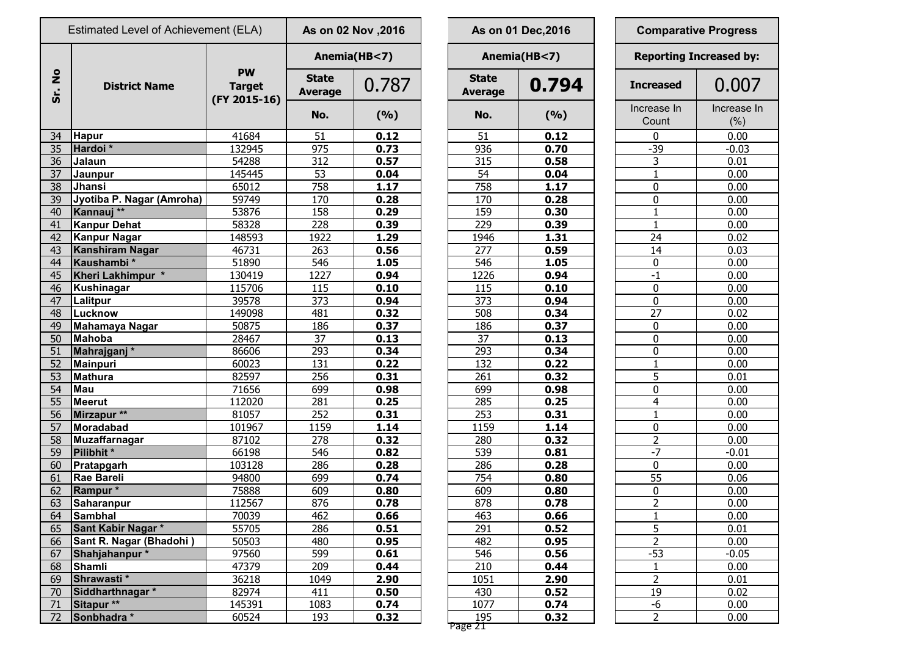| Estimated Level of Achievement (ELA) | | | As on 02 Nov ,2016 | | As on 01 Dec,2016 | | Comparative Progress | |
|---|---|---|---|---|---|---|---|---|
| | | | Anemia(HB<7) | | Anemia(HB<7) | | Reporting Increased by: | |
| Sr. No | District Name | PW Target (FY 2015-16) | State Average | 0.787 | State Average | **0.794** | **Increased** | 0.007 |
| | | | No. | (%) | No. | (%) | Increase In Count | Increase In (%) |
| 34 | **Hapur** | 41684 | 51 | **0.12** | 51 | **0.12** | 0 | 0.00 |
| 35 | **Hardoi \*** | 132945 | 975 | **0.73** | 936 | **0.70** | -39 | -0.03 |
| 36 | **Jalaun** | 54288 | 312 | **0.57** | 315 | **0.58** | 3 | 0.01 |
| 37 | **Jaunpur** | 145445 | 53 | **0.04** | 54 | **0.04** | 1 | 0.00 |
| 38 | **Jhansi** | 65012 | 758 | **1.17** | 758 | **1.17** | 0 | 0.00 |
| 39 | **Jyotiba P. Nagar (Amroha)** | 59749 | 170 | **0.28** | 170 | **0.28** | 0 | 0.00 |
| 40 | **Kannauj \*\*** | 53876 | 158 | **0.29** | 159 | **0.30** | 1 | 0.00 |
| 41 | **Kanpur Dehat** | 58328 | 228 | **0.39** | 229 | **0.39** | 1 | 0.00 |
| 42 | **Kanpur Nagar** | 148593 | 1922 | **1.29** | 1946 | **1.31** | 24 | 0.02 |
| 43 | **Kanshiram Nagar** | 46731 | 263 | **0.56** | 277 | **0.59** | 14 | 0.03 |
| 44 | **Kaushambi \*** | 51890 | 546 | **1.05** | 546 | **1.05** | 0 | 0.00 |
| 45 | **Kheri Lakhimpur \*** | 130419 | 1227 | **0.94** | 1226 | **0.94** | -1 | 0.00 |
| 46 | **Kushinagar** | 115706 | 115 | **0.10** | 115 | **0.10** | 0 | 0.00 |
| 47 | **Lalitpur** | 39578 | 373 | **0.94** | 373 | **0.94** | 0 | 0.00 |
| 48 | **Lucknow** | 149098 | 481 | **0.32** | 508 | **0.34** | 27 | 0.02 |
| 49 | **Mahamaya Nagar** | 50875 | 186 | **0.37** | 186 | **0.37** | 0 | 0.00 |
| 50 | **Mahoba** | 28467 | 37 | **0.13** | 37 | **0.13** | 0 | 0.00 |
| 51 | **Mahrajganj \*** | 86606 | 293 | **0.34** | 293 | **0.34** | 0 | 0.00 |
| 52 | **Mainpuri** | 60023 | 131 | **0.22** | 132 | **0.22** | 1 | 0.00 |
| 53 | **Mathura** | 82597 | 256 | **0.31** | 261 | **0.32** | 5 | 0.01 |
| 54 | **Mau** | 71656 | 699 | **0.98** | 699 | **0.98** | 0 | 0.00 |
| 55 | **Meerut** | 112020 | 281 | **0.25** | 285 | **0.25** | 4 | 0.00 |
| 56 | **Mirzapur \*\*** | 81057 | 252 | **0.31** | 253 | **0.31** | 1 | 0.00 |
| 57 | **Moradabad** | 101967 | 1159 | **1.14** | 1159 | **1.14** | 0 | 0.00 |
| 58 | **Muzaffarnagar** | 87102 | 278 | **0.32** | 280 | **0.32** | 2 | 0.00 |
| 59 | **Pilibhit \*** | 66198 | 546 | **0.82** | 539 | **0.81** | -7 | -0.01 |
| 60 | **Pratapgarh** | 103128 | 286 | **0.28** | 286 | **0.28** | 0 | 0.00 |
| 61 | **Rae Bareli** | 94800 | 699 | **0.74** | 754 | **0.80** | 55 | 0.06 |
| 62 | **Rampur \*** | 75888 | 609 | **0.80** | 609 | **0.80** | 0 | 0.00 |
| 63 | **Saharanpur** | 112567 | 876 | **0.78** | 878 | **0.78** | 2 | 0.00 |
| 64 | **Sambhal** | 70039 | 462 | **0.66** | 463 | **0.66** | 1 | 0.00 |
| 65 | **Sant Kabir Nagar \*** | 55705 | 286 | **0.51** | 291 | **0.52** | 5 | 0.01 |
| 66 | **Sant R. Nagar (Bhadohi )** | 50503 | 480 | **0.95** | 482 | **0.95** | 2 | 0.00 |
| 67 | **Shahjahanpur \*** | 97560 | 599 | **0.61** | 546 | **0.56** | -53 | -0.05 |
| 68 | **Shamli** | 47379 | 209 | **0.44** | 210 | **0.44** | 1 | 0.00 |
| 69 | **Shrawasti \*** | 36218 | 1049 | **2.90** | 1051 | **2.90** | 2 | 0.01 |
| 70 | **Siddharthnagar \*** | 82974 | 411 | **0.50** | 430 | **0.52** | 19 | 0.02 |
| 71 | **Sitapur \*\*** | 145391 | 1083 | **0.74** | 1077 | **0.74** | -6 | 0.00 |
| 72 | **Sonbhadra \*** | 60524 | 193 | **0.32** | 195 | **0.32** | 2 | 0.00 |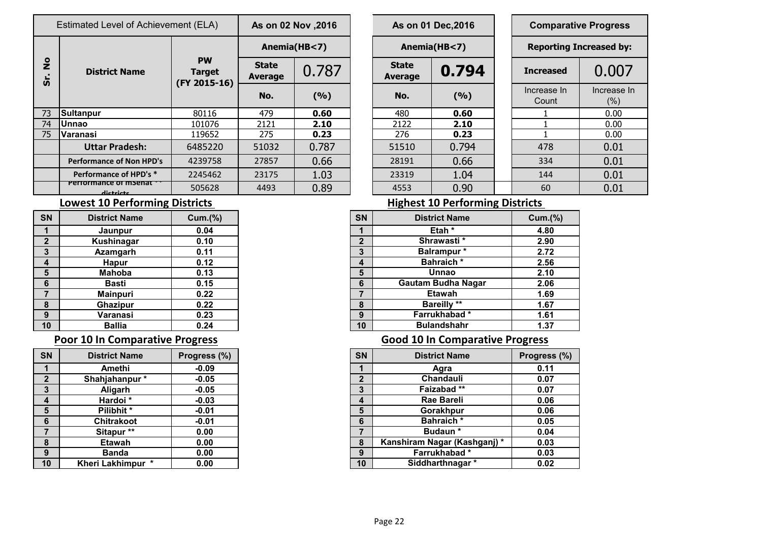| Sr. No | District Name | PW Target (FY 2015-16) | As on 02 Nov ,2016 | | As on 01 Dec,2016 | | Comparative Progress | |
|---|---|---|---|---|---|---|---|---|
| | Estimated Level of Achievement (ELA) | | Anemia(HB<7) | | Anemia(HB<7) | | Reporting Increased by: | |
| | | | State Average | 0.787 | State Average | 0.794 | Increased | 0.007 |
| | | | No. | (%) | No. | (%) | Increase In Count | Increase In (%) |
| 73 | Sultanpur | 80116 | 479 | **0.60** | 480 | **0.60** | 1 | 0.00 |
| 74 | Unnao | 101076 | 2121 | **2.10** | 2122 | **2.10** | 1 | 0.00 |
| 75 | Varanasi | 119652 | 275 | **0.23** | 276 | **0.23** | 1 | 0.00 |
| | **Uttar Pradesh:** | 6485220 | 51032 | 0.787 | 51510 | 0.794 | 478 | 0.01 |
| | **Performance of Non HPD's** | 4239758 | 27857 | 0.66 | 28191 | 0.66 | 334 | 0.01 |
| | **Performance of HPD's *** | 2245462 | 23175 | 1.03 | 23319 | 1.04 | 144 | 0.01 |
| | **Performance of mSehat ** districts** | 505628 | 4493 | 0.89 | 4553 | 0.90 | 60 | 0.01 |

## Lowest 10 Performing Districts

| SN | District Name | Cum.(%) |
|---|---|---|
| 1 | Jaunpur | 0.04 |
| 2 | Kushinagar | 0.10 |
| 3 | Azamgarh | 0.11 |
| 4 | Hapur | 0.12 |
| 5 | Mahoba | 0.13 |
| 6 | Basti | 0.15 |
| 7 | Mainpuri | 0.22 |
| 8 | Ghazipur | 0.22 |
| 9 | Varanasi | 0.23 |
| 10 | Ballia | 0.24 |

## Highest 10 Performing Districts

| SN | District Name | Cum.(%) |
|---|---|---|
| 1 | Etah * | 4.80 |
| 2 | Shrawasti * | 2.90 |
| 3 | Balrampur * | 2.72 |
| 4 | Bahraich * | 2.56 |
| 5 | Unnao | 2.10 |
| 6 | Gautam Budha Nagar | 2.06 |
| 7 | Etawah | 1.69 |
| 8 | Bareilly ** | 1.67 |
| 9 | Farrukhabad * | 1.61 |
| 10 | Bulandshahr | 1.37 |

## Poor 10 In Comparative Progress

| SN | District Name | Progress (%) |
|---|---|---|
| 1 | Amethi | -0.09 |
| 2 | Shahjahanpur * | -0.05 |
| 3 | Aligarh | -0.05 |
| 4 | Hardoi * | -0.03 |
| 5 | Pilibhit * | -0.01 |
| 6 | Chitrakoot | -0.01 |
| 7 | Sitapur ** | 0.00 |
| 8 | Etawah | 0.00 |
| 9 | Banda | 0.00 |
| 10 | Kheri Lakhimpur * | 0.00 |

## Good 10 In Comparative Progress

| SN | District Name | Progress (%) |
|---|---|---|
| 1 | Agra | 0.11 |
| 2 | Chandauli | 0.07 |
| 3 | Faizabad ** | 0.07 |
| 4 | Rae Bareli | 0.06 |
| 5 | Gorakhpur | 0.06 |
| 6 | Bahraich * | 0.05 |
| 7 | Budaun * | 0.04 |
| 8 | Kanshiram Nagar (Kashganj) * | 0.03 |
| 9 | Farrukhabad * | 0.03 |
| 10 | Siddharthnagar * | 0.02 |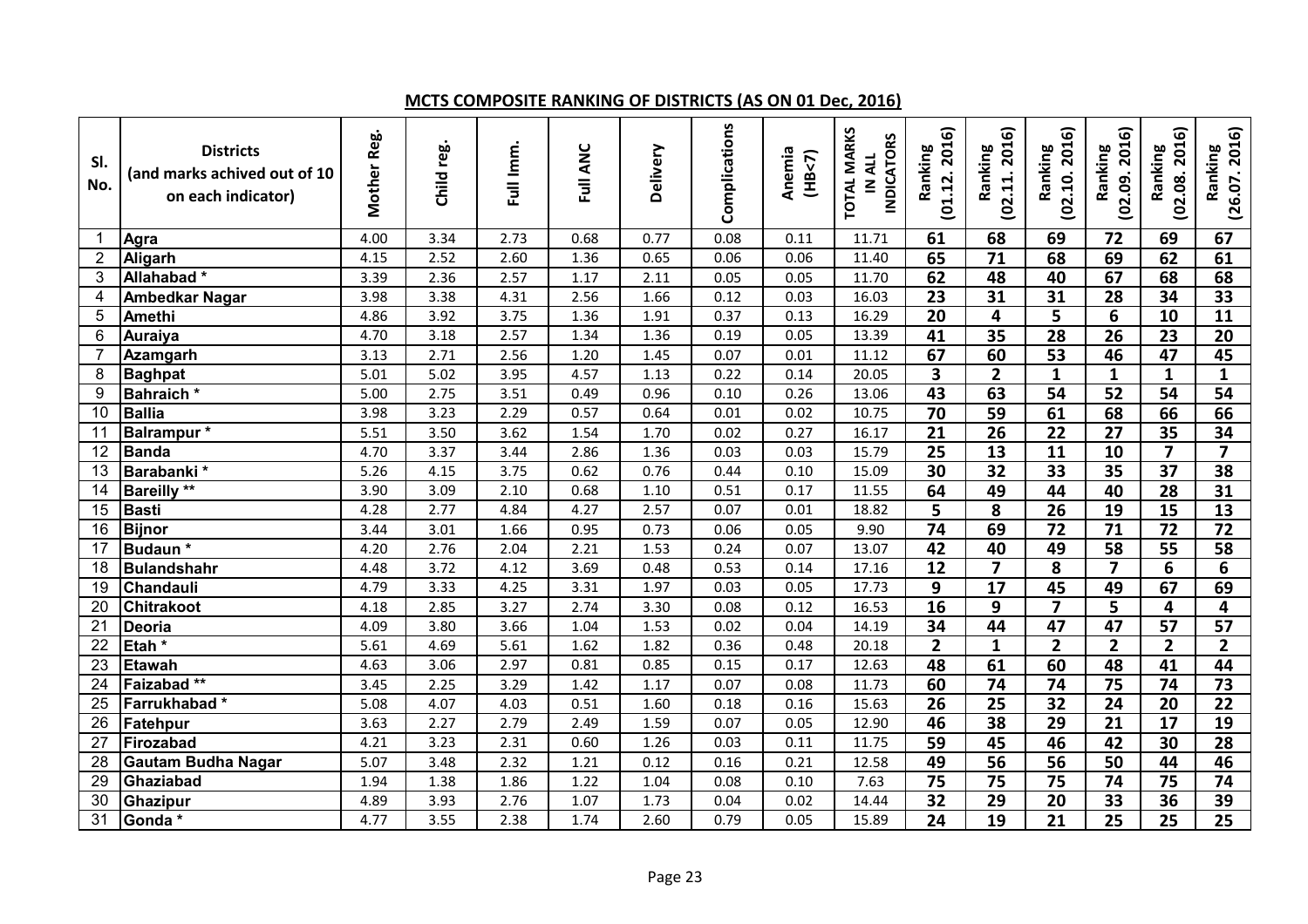## MCTS COMPOSITE RANKING OF DISTRICTS (AS ON 01 Dec, 2016)

| Sl. No. | Districts (and marks achived out of 10 on each indicator) | Mother Reg. | Child reg. | Full Imm. | Full ANC | Delivery | Complications | Anemia (HB<7) | TOTAL MARKS IN ALL INDICATORS | Ranking (01.12. 2016) | Ranking (02.11. 2016) | Ranking (02.10. 2016) | Ranking (02.09. 2016) | Ranking (02.08. 2016) | Ranking (26.07. 2016) |
|---|---|---|---|---|---|---|---|---|---|---|---|---|---|---|---|
| 1 | Agra | 4.00 | 3.34 | 2.73 | 0.68 | 0.77 | 0.08 | 0.11 | 11.71 | 61 | 68 | 69 | 72 | 69 | 67 |
| 2 | Aligarh | 4.15 | 2.52 | 2.60 | 1.36 | 0.65 | 0.06 | 0.06 | 11.40 | 65 | 71 | 68 | 69 | 62 | 61 |
| 3 | Allahabad * | 3.39 | 2.36 | 2.57 | 1.17 | 2.11 | 0.05 | 0.05 | 11.70 | 62 | 48 | 40 | 67 | 68 | 68 |
| 4 | Ambedkar Nagar | 3.98 | 3.38 | 4.31 | 2.56 | 1.66 | 0.12 | 0.03 | 16.03 | 23 | 31 | 31 | 28 | 34 | 33 |
| 5 | Amethi | 4.86 | 3.92 | 3.75 | 1.36 | 1.91 | 0.37 | 0.13 | 16.29 | 20 | 4 | 5 | 6 | 10 | 11 |
| 6 | Auraiya | 4.70 | 3.18 | 2.57 | 1.34 | 1.36 | 0.19 | 0.05 | 13.39 | 41 | 35 | 28 | 26 | 23 | 20 |
| 7 | Azamgarh | 3.13 | 2.71 | 2.56 | 1.20 | 1.45 | 0.07 | 0.01 | 11.12 | 67 | 60 | 53 | 46 | 47 | 45 |
| 8 | Baghpat | 5.01 | 5.02 | 3.95 | 4.57 | 1.13 | 0.22 | 0.14 | 20.05 | 3 | 2 | 1 | 1 | 1 | 1 |
| 9 | Bahraich * | 5.00 | 2.75 | 3.51 | 0.49 | 0.96 | 0.10 | 0.26 | 13.06 | 43 | 63 | 54 | 52 | 54 | 54 |
| 10 | Ballia | 3.98 | 3.23 | 2.29 | 0.57 | 0.64 | 0.01 | 0.02 | 10.75 | 70 | 59 | 61 | 68 | 66 | 66 |
| 11 | Balrampur * | 5.51 | 3.50 | 3.62 | 1.54 | 1.70 | 0.02 | 0.27 | 16.17 | 21 | 26 | 22 | 27 | 35 | 34 |
| 12 | Banda | 4.70 | 3.37 | 3.44 | 2.86 | 1.36 | 0.03 | 0.03 | 15.79 | 25 | 13 | 11 | 10 | 7 | 7 |
| 13 | Barabanki * | 5.26 | 4.15 | 3.75 | 0.62 | 0.76 | 0.44 | 0.10 | 15.09 | 30 | 32 | 33 | 35 | 37 | 38 |
| 14 | Bareilly ** | 3.90 | 3.09 | 2.10 | 0.68 | 1.10 | 0.51 | 0.17 | 11.55 | 64 | 49 | 44 | 40 | 28 | 31 |
| 15 | Basti | 4.28 | 2.77 | 4.84 | 4.27 | 2.57 | 0.07 | 0.01 | 18.82 | 5 | 8 | 26 | 19 | 15 | 13 |
| 16 | Bijnor | 3.44 | 3.01 | 1.66 | 0.95 | 0.73 | 0.06 | 0.05 | 9.90 | 74 | 69 | 72 | 71 | 72 | 72 |
| 17 | Budaun * | 4.20 | 2.76 | 2.04 | 2.21 | 1.53 | 0.24 | 0.07 | 13.07 | 42 | 40 | 49 | 58 | 55 | 58 |
| 18 | Bulandshahr | 4.48 | 3.72 | 4.12 | 3.69 | 0.48 | 0.53 | 0.14 | 17.16 | 12 | 7 | 8 | 7 | 6 | 6 |
| 19 | Chandauli | 4.79 | 3.33 | 4.25 | 3.31 | 1.97 | 0.03 | 0.05 | 17.73 | 9 | 17 | 45 | 49 | 67 | 69 |
| 20 | Chitrakoot | 4.18 | 2.85 | 3.27 | 2.74 | 3.30 | 0.08 | 0.12 | 16.53 | 16 | 9 | 7 | 5 | 4 | 4 |
| 21 | Deoria | 4.09 | 3.80 | 3.66 | 1.04 | 1.53 | 0.02 | 0.04 | 14.19 | 34 | 44 | 47 | 47 | 57 | 57 |
| 22 | Etah * | 5.61 | 4.69 | 5.61 | 1.62 | 1.82 | 0.36 | 0.48 | 20.18 | 2 | 1 | 2 | 2 | 2 | 2 |
| 23 | Etawah | 4.63 | 3.06 | 2.97 | 0.81 | 0.85 | 0.15 | 0.17 | 12.63 | 48 | 61 | 60 | 48 | 41 | 44 |
| 24 | Faizabad ** | 3.45 | 2.25 | 3.29 | 1.42 | 1.17 | 0.07 | 0.08 | 11.73 | 60 | 74 | 74 | 75 | 74 | 73 |
| 25 | Farrukhabad * | 5.08 | 4.07 | 4.03 | 0.51 | 1.60 | 0.18 | 0.16 | 15.63 | 26 | 25 | 32 | 24 | 20 | 22 |
| 26 | Fatehpur | 3.63 | 2.27 | 2.79 | 2.49 | 1.59 | 0.07 | 0.05 | 12.90 | 46 | 38 | 29 | 21 | 17 | 19 |
| 27 | Firozabad | 4.21 | 3.23 | 2.31 | 0.60 | 1.26 | 0.03 | 0.11 | 11.75 | 59 | 45 | 46 | 42 | 30 | 28 |
| 28 | Gautam Budha Nagar | 5.07 | 3.48 | 2.32 | 1.21 | 0.12 | 0.16 | 0.21 | 12.58 | 49 | 56 | 56 | 50 | 44 | 46 |
| 29 | Ghaziabad | 1.94 | 1.38 | 1.86 | 1.22 | 1.04 | 0.08 | 0.10 | 7.63 | 75 | 75 | 75 | 74 | 75 | 74 |
| 30 | Ghazipur | 4.89 | 3.93 | 2.76 | 1.07 | 1.73 | 0.04 | 0.02 | 14.44 | 32 | 29 | 20 | 33 | 36 | 39 |
| 31 | Gonda * | 4.77 | 3.55 | 2.38 | 1.74 | 2.60 | 0.79 | 0.05 | 15.89 | 24 | 19 | 21 | 25 | 25 | 25 |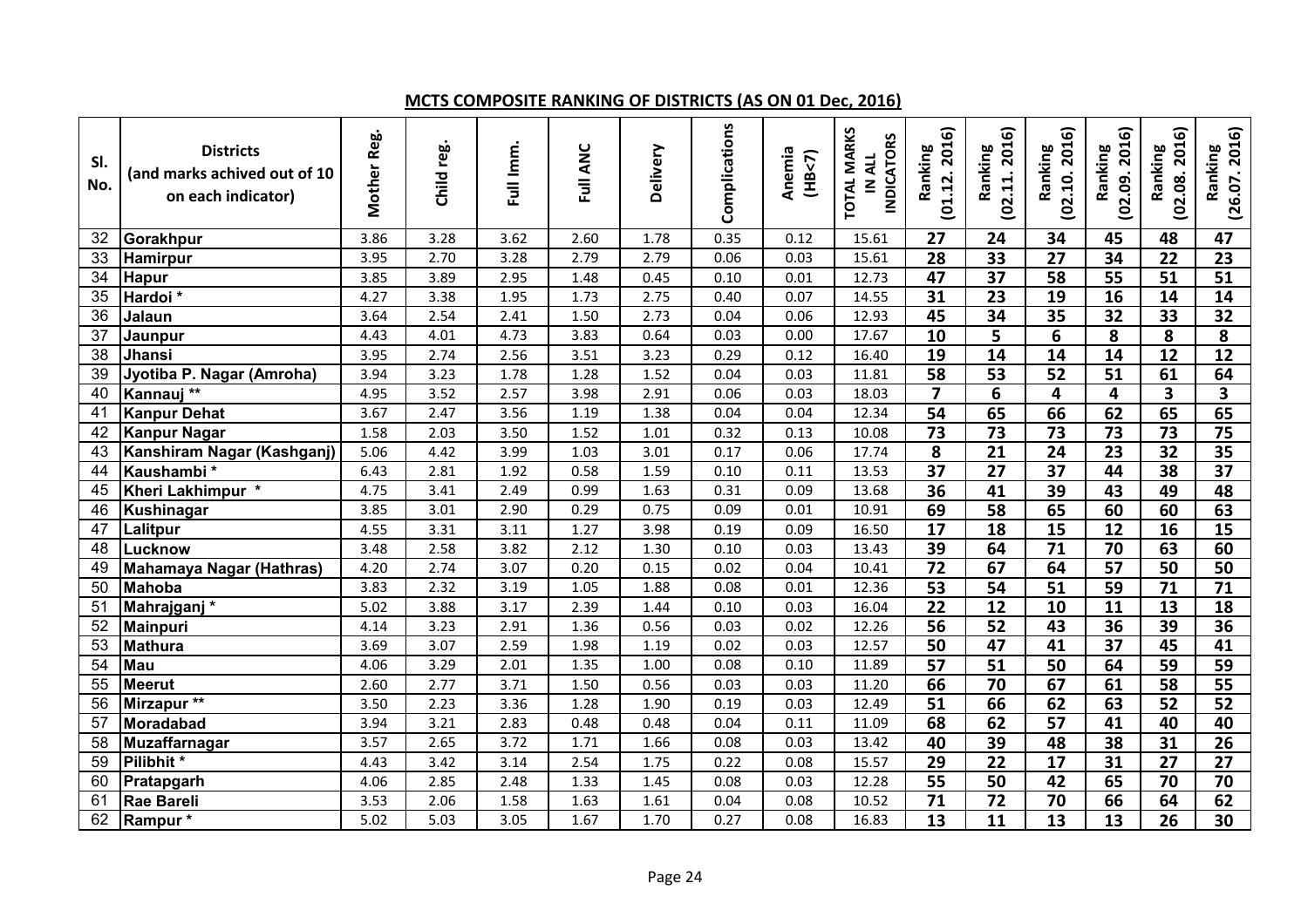## MCTS COMPOSITE RANKING OF DISTRICTS (AS ON 01 Dec, 2016)

| Sl. No. | Districts (and marks achived out of 10 on each indicator) | Mother Reg. | Child reg. | Full Imm. | Full ANC | Delivery | Complications | Anemia (HB<7) | TOTAL MARKS IN ALL INDICATORS | Ranking (01.12. 2016) | Ranking (02.11. 2016) | Ranking (02.10. 2016) | Ranking (02.09. 2016) | Ranking (02.08. 2016) | Ranking (26.07. 2016) |
|---|---|---|---|---|---|---|---|---|---|---|---|---|---|---|---|
| 32 | **Gorakhpur** | 3.86 | 3.28 | 3.62 | 2.60 | 1.78 | 0.35 | 0.12 | 15.61 | 27 | 24 | 34 | 45 | 48 | 47 |
| 33 | **Hamirpur** | 3.95 | 2.70 | 3.28 | 2.79 | 2.79 | 0.06 | 0.03 | 15.61 | 28 | 33 | 27 | 34 | 22 | 23 |
| 34 | **Hapur** | 3.85 | 3.89 | 2.95 | 1.48 | 0.45 | 0.10 | 0.01 | 12.73 | 47 | 37 | 58 | 55 | 51 | 51 |
| 35 | **Hardoi *** | 4.27 | 3.38 | 1.95 | 1.73 | 2.75 | 0.40 | 0.07 | 14.55 | 31 | 23 | 19 | 16 | 14 | 14 |
| 36 | **Jalaun** | 3.64 | 2.54 | 2.41 | 1.50 | 2.73 | 0.04 | 0.06 | 12.93 | 45 | 34 | 35 | 32 | 33 | 32 |
| 37 | **Jaunpur** | 4.43 | 4.01 | 4.73 | 3.83 | 0.64 | 0.03 | 0.00 | 17.67 | 10 | 5 | 6 | 8 | 8 | 8 |
| 38 | **Jhansi** | 3.95 | 2.74 | 2.56 | 3.51 | 3.23 | 0.29 | 0.12 | 16.40 | 19 | 14 | 14 | 14 | 12 | 12 |
| 39 | **Jyotiba P. Nagar (Amroha)** | 3.94 | 3.23 | 1.78 | 1.28 | 1.52 | 0.04 | 0.03 | 11.81 | 58 | 53 | 52 | 51 | 61 | 64 |
| 40 | **Kannauj **** | 4.95 | 3.52 | 2.57 | 3.98 | 2.91 | 0.06 | 0.03 | 18.03 | 7 | 6 | 4 | 4 | 3 | 3 |
| 41 | **Kanpur Dehat** | 3.67 | 2.47 | 3.56 | 1.19 | 1.38 | 0.04 | 0.04 | 12.34 | 54 | 65 | 66 | 62 | 65 | 65 |
| 42 | **Kanpur Nagar** | 1.58 | 2.03 | 3.50 | 1.52 | 1.01 | 0.32 | 0.13 | 10.08 | 73 | 73 | 73 | 73 | 73 | 75 |
| 43 | **Kanshiram Nagar (Kashganj)** | 5.06 | 4.42 | 3.99 | 1.03 | 3.01 | 0.17 | 0.06 | 17.74 | 8 | 21 | 24 | 23 | 32 | 35 |
| 44 | **Kaushambi *** | 6.43 | 2.81 | 1.92 | 0.58 | 1.59 | 0.10 | 0.11 | 13.53 | 37 | 27 | 37 | 44 | 38 | 37 |
| 45 | **Kheri Lakhimpur *** | 4.75 | 3.41 | 2.49 | 0.99 | 1.63 | 0.31 | 0.09 | 13.68 | 36 | 41 | 39 | 43 | 49 | 48 |
| 46 | **Kushinagar** | 3.85 | 3.01 | 2.90 | 0.29 | 0.75 | 0.09 | 0.01 | 10.91 | 69 | 58 | 65 | 60 | 60 | 63 |
| 47 | **Lalitpur** | 4.55 | 3.31 | 3.11 | 1.27 | 3.98 | 0.19 | 0.09 | 16.50 | 17 | 18 | 15 | 12 | 16 | 15 |
| 48 | **Lucknow** | 3.48 | 2.58 | 3.82 | 2.12 | 1.30 | 0.10 | 0.03 | 13.43 | 39 | 64 | 71 | 70 | 63 | 60 |
| 49 | **Mahamaya Nagar (Hathras)** | 4.20 | 2.74 | 3.07 | 0.20 | 0.15 | 0.02 | 0.04 | 10.41 | 72 | 67 | 64 | 57 | 50 | 50 |
| 50 | **Mahoba** | 3.83 | 2.32 | 3.19 | 1.05 | 1.88 | 0.08 | 0.01 | 12.36 | 53 | 54 | 51 | 59 | 71 | 71 |
| 51 | **Mahrajganj *** | 5.02 | 3.88 | 3.17 | 2.39 | 1.44 | 0.10 | 0.03 | 16.04 | 22 | 12 | 10 | 11 | 13 | 18 |
| 52 | **Mainpuri** | 4.14 | 3.23 | 2.91 | 1.36 | 0.56 | 0.03 | 0.02 | 12.26 | 56 | 52 | 43 | 36 | 39 | 36 |
| 53 | **Mathura** | 3.69 | 3.07 | 2.59 | 1.98 | 1.19 | 0.02 | 0.03 | 12.57 | 50 | 47 | 41 | 37 | 45 | 41 |
| 54 | **Mau** | 4.06 | 3.29 | 2.01 | 1.35 | 1.00 | 0.08 | 0.10 | 11.89 | 57 | 51 | 50 | 64 | 59 | 59 |
| 55 | **Meerut** | 2.60 | 2.77 | 3.71 | 1.50 | 0.56 | 0.03 | 0.03 | 11.20 | 66 | 70 | 67 | 61 | 58 | 55 |
| 56 | **Mirzapur **** | 3.50 | 2.23 | 3.36 | 1.28 | 1.90 | 0.19 | 0.03 | 12.49 | 51 | 66 | 62 | 63 | 52 | 52 |
| 57 | **Moradabad** | 3.94 | 3.21 | 2.83 | 0.48 | 0.48 | 0.04 | 0.11 | 11.09 | 68 | 62 | 57 | 41 | 40 | 40 |
| 58 | **Muzaffarnagar** | 3.57 | 2.65 | 3.72 | 1.71 | 1.66 | 0.08 | 0.03 | 13.42 | 40 | 39 | 48 | 38 | 31 | 26 |
| 59 | **Pilibhit *** | 4.43 | 3.42 | 3.14 | 2.54 | 1.75 | 0.22 | 0.08 | 15.57 | 29 | 22 | 17 | 31 | 27 | 27 |
| 60 | **Pratapgarh** | 4.06 | 2.85 | 2.48 | 1.33 | 1.45 | 0.08 | 0.03 | 12.28 | 55 | 50 | 42 | 65 | 70 | 70 |
| 61 | **Rae Bareli** | 3.53 | 2.06 | 1.58 | 1.63 | 1.61 | 0.04 | 0.08 | 10.52 | 71 | 72 | 70 | 66 | 64 | 62 |
| 62 | **Rampur *** | 5.02 | 5.03 | 3.05 | 1.67 | 1.70 | 0.27 | 0.08 | 16.83 | 13 | 11 | 13 | 13 | 26 | 30 |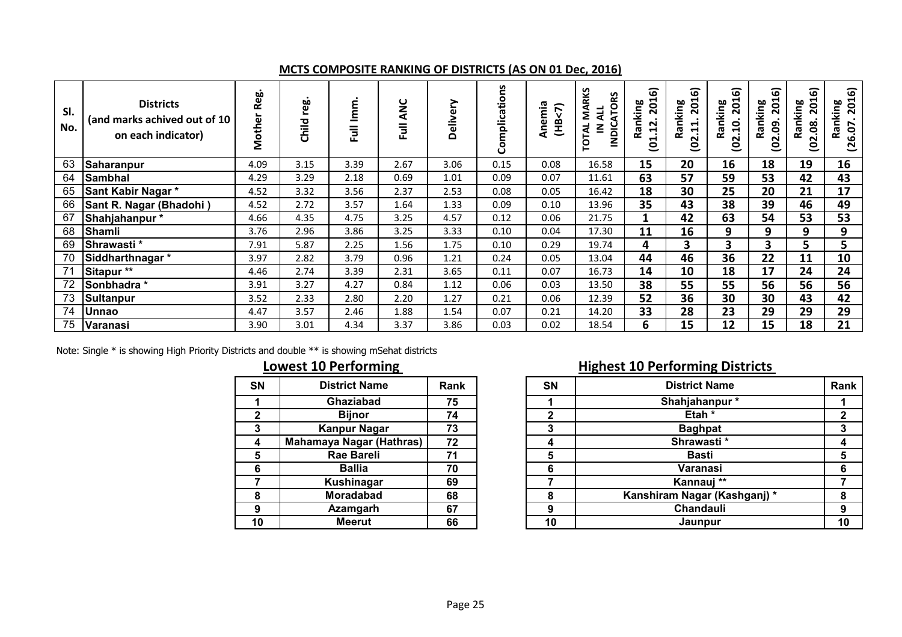## MCTS COMPOSITE RANKING OF DISTRICTS (AS ON 01 Dec, 2016)

| Sl. No. | Districts (and marks achived out of 10 on each indicator) | Mother Reg. | Child reg. | Full Imm. | Full ANC | Delivery | Complications | Anemia (HB<7) | TOTAL MARKS IN ALL INDICATORS | Ranking (01.12. 2016) | Ranking (02.11. 2016) | Ranking (02.10. 2016) | Ranking (02.09. 2016) | Ranking (02.08. 2016) | Ranking (26.07. 2016) |
|---|---|---|---|---|---|---|---|---|---|---|---|---|---|---|---|
| 63 | Saharanpur | 4.09 | 3.15 | 3.39 | 2.67 | 3.06 | 0.15 | 0.08 | 16.58 | 15 | 20 | 16 | 18 | 19 | 16 |
| 64 | Sambhal | 4.29 | 3.29 | 2.18 | 0.69 | 1.01 | 0.09 | 0.07 | 11.61 | 63 | 57 | 59 | 53 | 42 | 43 |
| 65 | Sant Kabir Nagar * | 4.52 | 3.32 | 3.56 | 2.37 | 2.53 | 0.08 | 0.05 | 16.42 | 18 | 30 | 25 | 20 | 21 | 17 |
| 66 | Sant R. Nagar (Bhadohi ) | 4.52 | 2.72 | 3.57 | 1.64 | 1.33 | 0.09 | 0.10 | 13.96 | 35 | 43 | 38 | 39 | 46 | 49 |
| 67 | Shahjahanpur * | 4.66 | 4.35 | 4.75 | 3.25 | 4.57 | 0.12 | 0.06 | 21.75 | 1 | 42 | 63 | 54 | 53 | 53 |
| 68 | Shamli | 3.76 | 2.96 | 3.86 | 3.25 | 3.33 | 0.10 | 0.04 | 17.30 | 11 | 16 | 9 | 9 | 9 | 9 |
| 69 | Shrawasti * | 7.91 | 5.87 | 2.25 | 1.56 | 1.75 | 0.10 | 0.29 | 19.74 | 4 | 3 | 3 | 3 | 5 | 5 |
| 70 | Siddharthnagar * | 3.97 | 2.82 | 3.79 | 0.96 | 1.21 | 0.24 | 0.05 | 13.04 | 44 | 46 | 36 | 22 | 11 | 10 |
| 71 | Sitapur ** | 4.46 | 2.74 | 3.39 | 2.31 | 3.65 | 0.11 | 0.07 | 16.73 | 14 | 10 | 18 | 17 | 24 | 24 |
| 72 | Sonbhadra * | 3.91 | 3.27 | 4.27 | 0.84 | 1.12 | 0.06 | 0.03 | 13.50 | 38 | 55 | 55 | 56 | 56 | 56 |
| 73 | Sultanpur | 3.52 | 2.33 | 2.80 | 2.20 | 1.27 | 0.21 | 0.06 | 12.39 | 52 | 36 | 30 | 30 | 43 | 42 |
| 74 | Unnao | 4.47 | 3.57 | 2.46 | 1.88 | 1.54 | 0.07 | 0.21 | 14.20 | 33 | 28 | 23 | 29 | 29 | 29 |
| 75 | Varanasi | 3.90 | 3.01 | 4.34 | 3.37 | 3.86 | 0.03 | 0.02 | 18.54 | 6 | 15 | 12 | 15 | 18 | 21 |

Note: Single * is showing High Priority Districts and double ** is showing mSehat districts

### Lowest 10 Performing

| SN | District Name | Rank |
|---|---|---|
| 1 | Ghaziabad | 75 |
| 2 | Bijnor | 74 |
| 3 | Kanpur Nagar | 73 |
| 4 | Mahamaya Nagar (Hathras) | 72 |
| 5 | Rae Bareli | 71 |
| 6 | Ballia | 70 |
| 7 | Kushinagar | 69 |
| 8 | Moradabad | 68 |
| 9 | Azamgarh | 67 |
| 10 | Meerut | 66 |

### Highest 10 Performing Districts

| SN | District Name | Rank |
|---|---|---|
| 1 | Shahjahanpur * | 1 |
| 2 | Etah * | 2 |
| 3 | Baghpat | 3 |
| 4 | Shrawasti * | 4 |
| 5 | Basti | 5 |
| 6 | Varanasi | 6 |
| 7 | Kannauj ** | 7 |
| 8 | Kanshiram Nagar (Kashganj) * | 8 |
| 9 | Chandauli | 9 |
| 10 | Jaunpur | 10 |